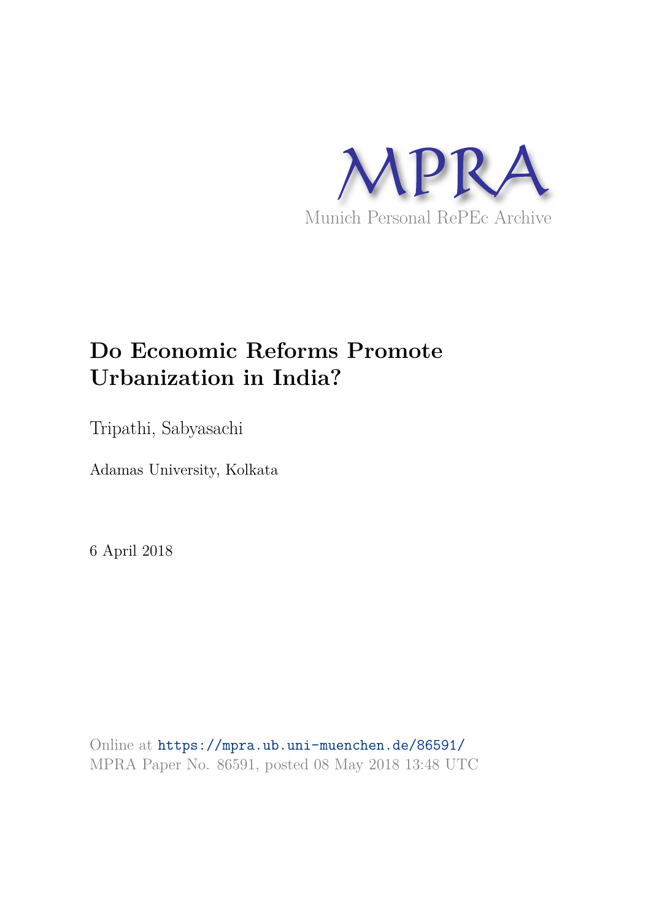MPRA

Munich Personal RePEc Archive

# Do Economic Reforms Promote Urbanization in India?

Tripathi, Sabyasachi

Adamas University, Kolkata

6 April 2018

Online at https://mpra.ub.uni-muenchen.de/86591/
MPRA Paper No. 86591, posted 08 May 2018 13:48 UTC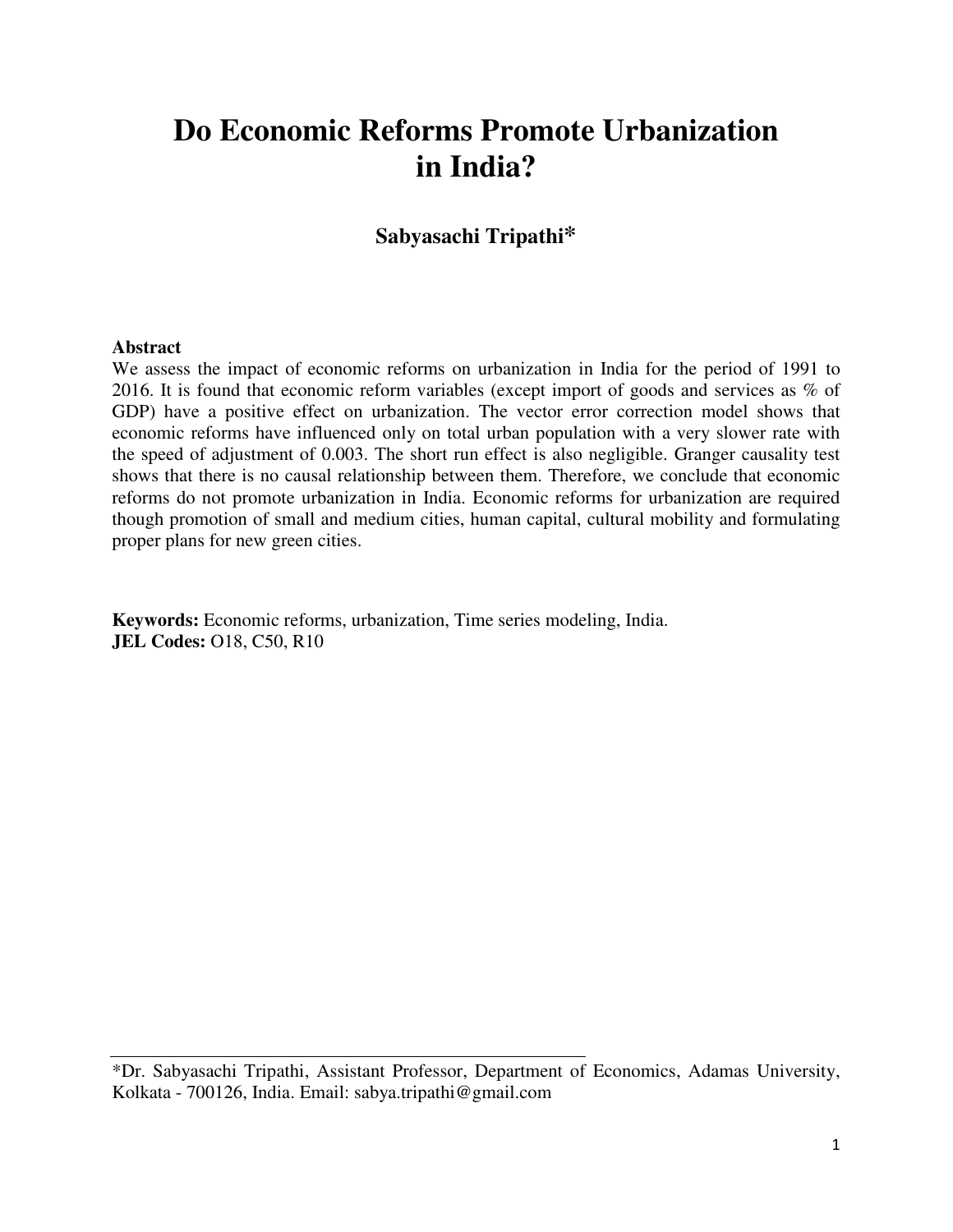# Do Economic Reforms Promote Urbanization in India?

**Sabyasachi Tripathi***

**Abstract**

We assess the impact of economic reforms on urbanization in India for the period of 1991 to 2016. It is found that economic reform variables (except import of goods and services as % of GDP) have a positive effect on urbanization. The vector error correction model shows that economic reforms have influenced only on total urban population with a very slower rate with the speed of adjustment of 0.003. The short run effect is also negligible. Granger causality test shows that there is no causal relationship between them. Therefore, we conclude that economic reforms do not promote urbanization in India. Economic reforms for urbanization are required though promotion of small and medium cities, human capital, cultural mobility and formulating proper plans for new green cities.

**Keywords:** Economic reforms, urbanization, Time series modeling, India.
**JEL Codes:** O18, C50, R10

---

*Dr. Sabyasachi Tripathi, Assistant Professor, Department of Economics, Adamas University, Kolkata - 700126, India. Email: sabya.tripathi@gmail.com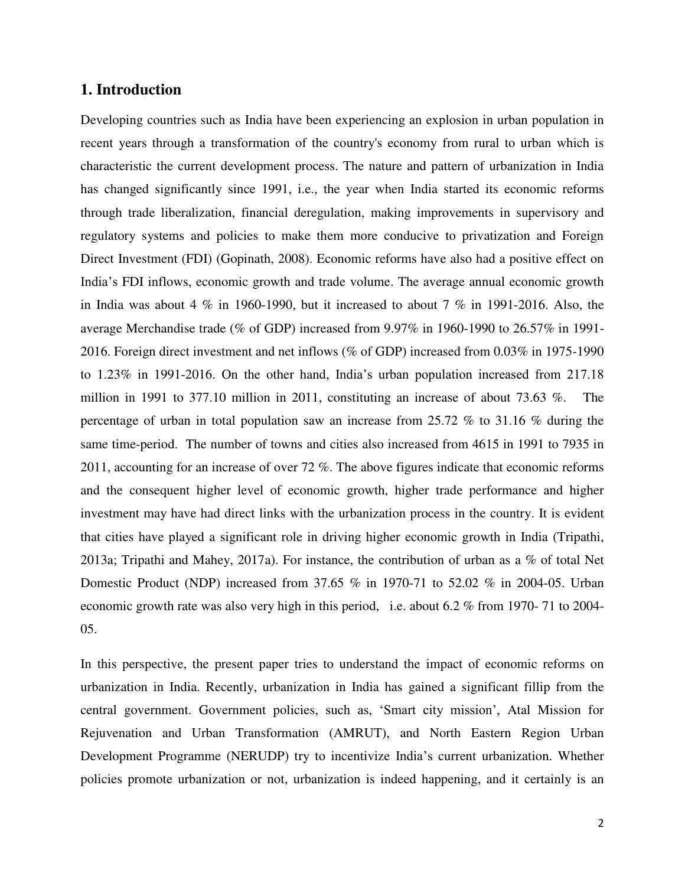## 1. Introduction

Developing countries such as India have been experiencing an explosion in urban population in recent years through a transformation of the country's economy from rural to urban which is characteristic the current development process. The nature and pattern of urbanization in India has changed significantly since 1991, i.e., the year when India started its economic reforms through trade liberalization, financial deregulation, making improvements in supervisory and regulatory systems and policies to make them more conducive to privatization and Foreign Direct Investment (FDI) (Gopinath, 2008). Economic reforms have also had a positive effect on India's FDI inflows, economic growth and trade volume. The average annual economic growth in India was about 4 % in 1960-1990, but it increased to about 7 % in 1991-2016. Also, the average Merchandise trade (% of GDP) increased from 9.97% in 1960-1990 to 26.57% in 1991-2016. Foreign direct investment and net inflows (% of GDP) increased from 0.03% in 1975-1990 to 1.23% in 1991-2016. On the other hand, India's urban population increased from 217.18 million in 1991 to 377.10 million in 2011, constituting an increase of about 73.63 %. The percentage of urban in total population saw an increase from 25.72 % to 31.16 % during the same time-period. The number of towns and cities also increased from 4615 in 1991 to 7935 in 2011, accounting for an increase of over 72 %. The above figures indicate that economic reforms and the consequent higher level of economic growth, higher trade performance and higher investment may have had direct links with the urbanization process in the country. It is evident that cities have played a significant role in driving higher economic growth in India (Tripathi, 2013a; Tripathi and Mahey, 2017a). For instance, the contribution of urban as a % of total Net Domestic Product (NDP) increased from 37.65 % in 1970-71 to 52.02 % in 2004-05. Urban economic growth rate was also very high in this period, i.e. about 6.2 % from 1970- 71 to 2004-05.

In this perspective, the present paper tries to understand the impact of economic reforms on urbanization in India. Recently, urbanization in India has gained a significant fillip from the central government. Government policies, such as, 'Smart city mission', Atal Mission for Rejuvenation and Urban Transformation (AMRUT), and North Eastern Region Urban Development Programme (NERUDP) try to incentivize India's current urbanization. Whether policies promote urbanization or not, urbanization is indeed happening, and it certainly is an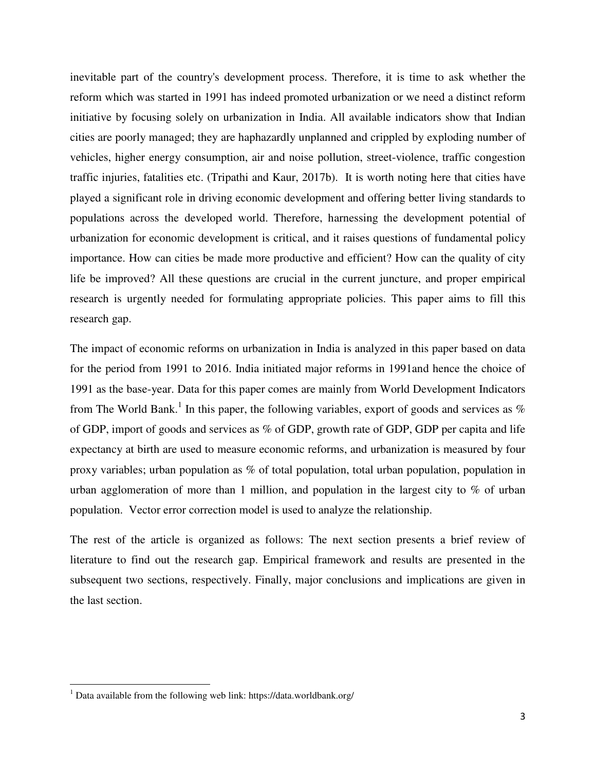inevitable part of the country's development process. Therefore, it is time to ask whether the reform which was started in 1991 has indeed promoted urbanization or we need a distinct reform initiative by focusing solely on urbanization in India. All available indicators show that Indian cities are poorly managed; they are haphazardly unplanned and crippled by exploding number of vehicles, higher energy consumption, air and noise pollution, street-violence, traffic congestion traffic injuries, fatalities etc. (Tripathi and Kaur, 2017b). It is worth noting here that cities have played a significant role in driving economic development and offering better living standards to populations across the developed world. Therefore, harnessing the development potential of urbanization for economic development is critical, and it raises questions of fundamental policy importance. How can cities be made more productive and efficient? How can the quality of city life be improved? All these questions are crucial in the current juncture, and proper empirical research is urgently needed for formulating appropriate policies. This paper aims to fill this research gap.

The impact of economic reforms on urbanization in India is analyzed in this paper based on data for the period from 1991 to 2016. India initiated major reforms in 1991and hence the choice of 1991 as the base-year. Data for this paper comes are mainly from World Development Indicators from The World Bank.[1] In this paper, the following variables, export of goods and services as % of GDP, import of goods and services as % of GDP, growth rate of GDP, GDP per capita and life expectancy at birth are used to measure economic reforms, and urbanization is measured by four proxy variables; urban population as % of total population, total urban population, population in urban agglomeration of more than 1 million, and population in the largest city to % of urban population. Vector error correction model is used to analyze the relationship.

The rest of the article is organized as follows: The next section presents a brief review of literature to find out the research gap. Empirical framework and results are presented in the subsequent two sections, respectively. Finally, major conclusions and implications are given in the last section.

---

[1] Data available from the following web link: https://data.worldbank.org/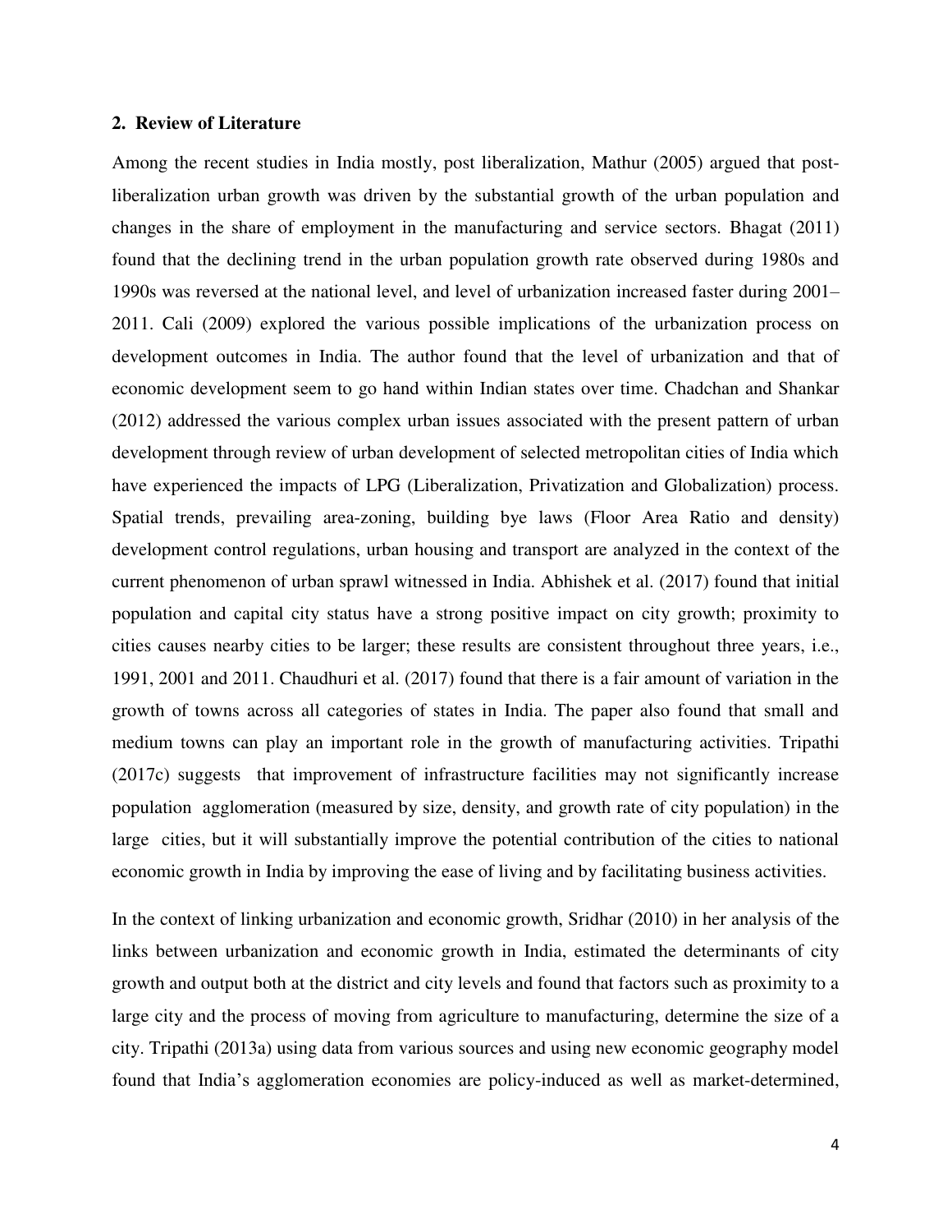## 2. Review of Literature

Among the recent studies in India mostly, post liberalization, Mathur (2005) argued that post-liberalization urban growth was driven by the substantial growth of the urban population and changes in the share of employment in the manufacturing and service sectors. Bhagat (2011) found that the declining trend in the urban population growth rate observed during 1980s and 1990s was reversed at the national level, and level of urbanization increased faster during 2001–2011. Cali (2009) explored the various possible implications of the urbanization process on development outcomes in India. The author found that the level of urbanization and that of economic development seem to go hand within Indian states over time. Chadchan and Shankar (2012) addressed the various complex urban issues associated with the present pattern of urban development through review of urban development of selected metropolitan cities of India which have experienced the impacts of LPG (Liberalization, Privatization and Globalization) process. Spatial trends, prevailing area-zoning, building bye laws (Floor Area Ratio and density) development control regulations, urban housing and transport are analyzed in the context of the current phenomenon of urban sprawl witnessed in India. Abhishek et al. (2017) found that initial population and capital city status have a strong positive impact on city growth; proximity to cities causes nearby cities to be larger; these results are consistent throughout three years, i.e., 1991, 2001 and 2011. Chaudhuri et al. (2017) found that there is a fair amount of variation in the growth of towns across all categories of states in India. The paper also found that small and medium towns can play an important role in the growth of manufacturing activities. Tripathi (2017c) suggests that improvement of infrastructure facilities may not significantly increase population agglomeration (measured by size, density, and growth rate of city population) in the large cities, but it will substantially improve the potential contribution of the cities to national economic growth in India by improving the ease of living and by facilitating business activities.

In the context of linking urbanization and economic growth, Sridhar (2010) in her analysis of the links between urbanization and economic growth in India, estimated the determinants of city growth and output both at the district and city levels and found that factors such as proximity to a large city and the process of moving from agriculture to manufacturing, determine the size of a city. Tripathi (2013a) using data from various sources and using new economic geography model found that India's agglomeration economies are policy-induced as well as market-determined,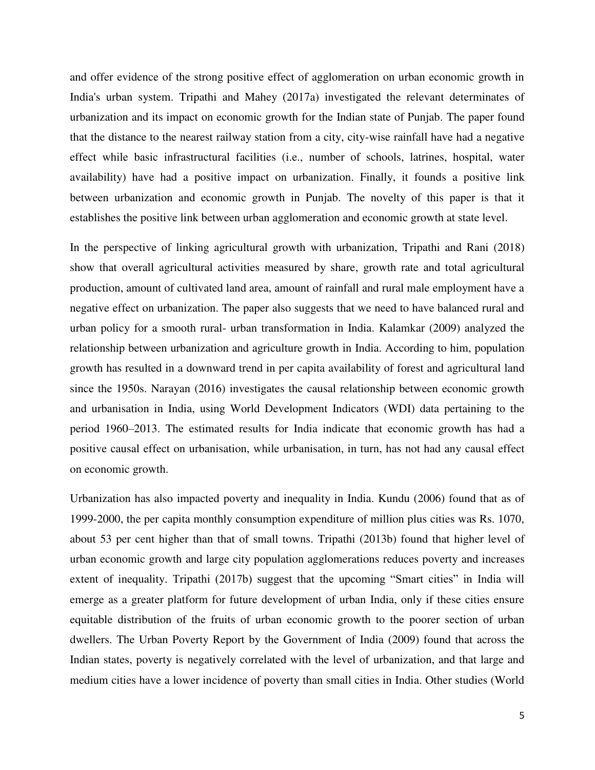and offer evidence of the strong positive effect of agglomeration on urban economic growth in India's urban system. Tripathi and Mahey (2017a) investigated the relevant determinates of urbanization and its impact on economic growth for the Indian state of Punjab. The paper found that the distance to the nearest railway station from a city, city-wise rainfall have had a negative effect while basic infrastructural facilities (i.e., number of schools, latrines, hospital, water availability) have had a positive impact on urbanization. Finally, it founds a positive link between urbanization and economic growth in Punjab. The novelty of this paper is that it establishes the positive link between urban agglomeration and economic growth at state level.

In the perspective of linking agricultural growth with urbanization, Tripathi and Rani (2018) show that overall agricultural activities measured by share, growth rate and total agricultural production, amount of cultivated land area, amount of rainfall and rural male employment have a negative effect on urbanization. The paper also suggests that we need to have balanced rural and urban policy for a smooth rural- urban transformation in India. Kalamkar (2009) analyzed the relationship between urbanization and agriculture growth in India. According to him, population growth has resulted in a downward trend in per capita availability of forest and agricultural land since the 1950s. Narayan (2016) investigates the causal relationship between economic growth and urbanisation in India, using World Development Indicators (WDI) data pertaining to the period 1960–2013. The estimated results for India indicate that economic growth has had a positive causal effect on urbanisation, while urbanisation, in turn, has not had any causal effect on economic growth.

Urbanization has also impacted poverty and inequality in India. Kundu (2006) found that as of 1999-2000, the per capita monthly consumption expenditure of million plus cities was Rs. 1070, about 53 per cent higher than that of small towns. Tripathi (2013b) found that higher level of urban economic growth and large city population agglomerations reduces poverty and increases extent of inequality. Tripathi (2017b) suggest that the upcoming "Smart cities" in India will emerge as a greater platform for future development of urban India, only if these cities ensure equitable distribution of the fruits of urban economic growth to the poorer section of urban dwellers. The Urban Poverty Report by the Government of India (2009) found that across the Indian states, poverty is negatively correlated with the level of urbanization, and that large and medium cities have a lower incidence of poverty than small cities in India. Other studies (World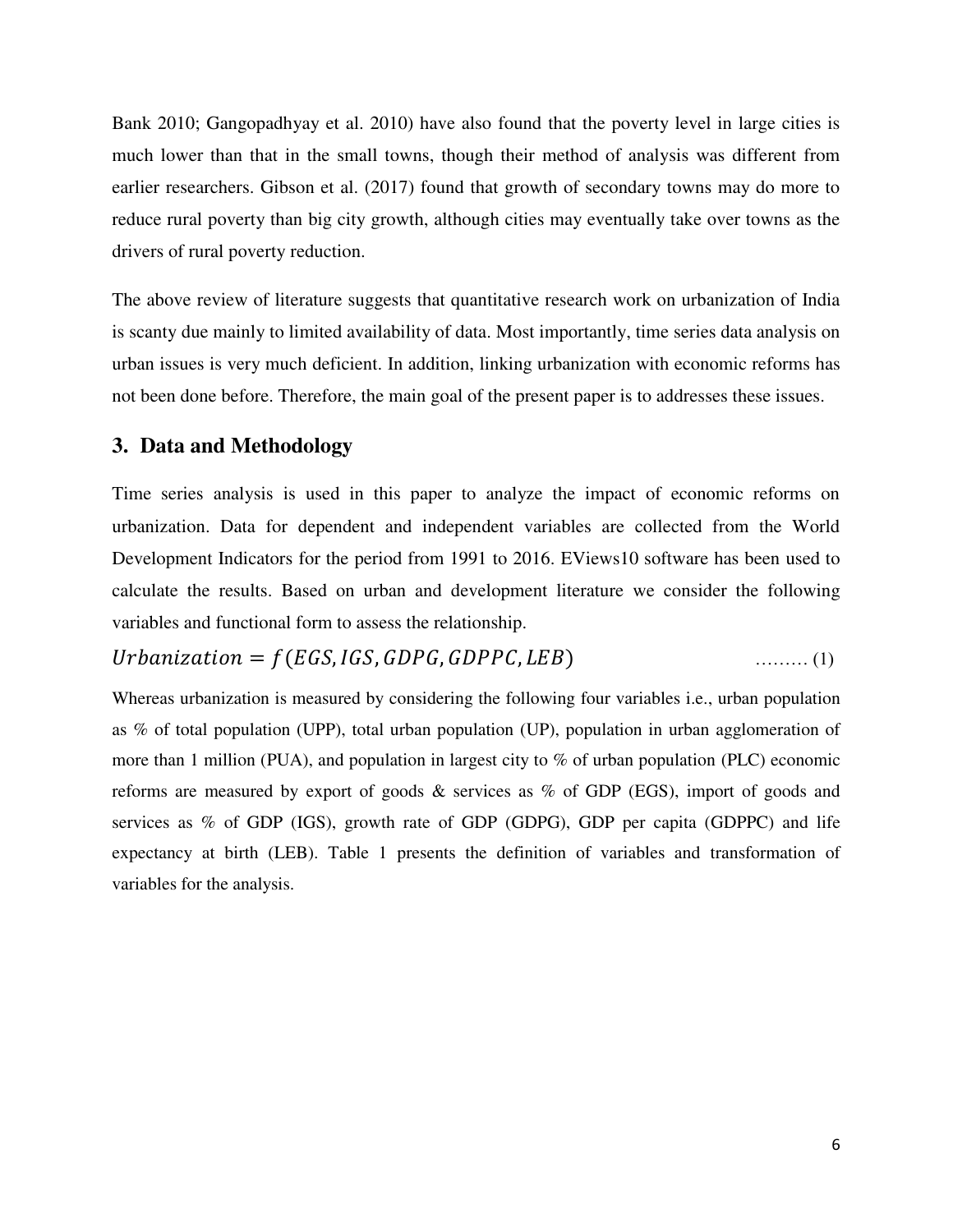Bank 2010; Gangopadhyay et al. 2010) have also found that the poverty level in large cities is much lower than that in the small towns, though their method of analysis was different from earlier researchers. Gibson et al. (2017) found that growth of secondary towns may do more to reduce rural poverty than big city growth, although cities may eventually take over towns as the drivers of rural poverty reduction.

The above review of literature suggests that quantitative research work on urbanization of India is scanty due mainly to limited availability of data. Most importantly, time series data analysis on urban issues is very much deficient. In addition, linking urbanization with economic reforms has not been done before. Therefore, the main goal of the present paper is to addresses these issues.

## 3. Data and Methodology

Time series analysis is used in this paper to analyze the impact of economic reforms on urbanization. Data for dependent and independent variables are collected from the World Development Indicators for the period from 1991 to 2016. EViews10 software has been used to calculate the results. Based on urban and development literature we consider the following variables and functional form to assess the relationship.

$$Urbanization = f(EGS, IGS, GDPG, GDPPC, LEB) \quad \text{……… (1)}$$

Whereas urbanization is measured by considering the following four variables i.e., urban population as % of total population (UPP), total urban population (UP), population in urban agglomeration of more than 1 million (PUA), and population in largest city to % of urban population (PLC) economic reforms are measured by export of goods & services as % of GDP (EGS), import of goods and services as % of GDP (IGS), growth rate of GDP (GDPG), GDP per capita (GDPPC) and life expectancy at birth (LEB). Table 1 presents the definition of variables and transformation of variables for the analysis.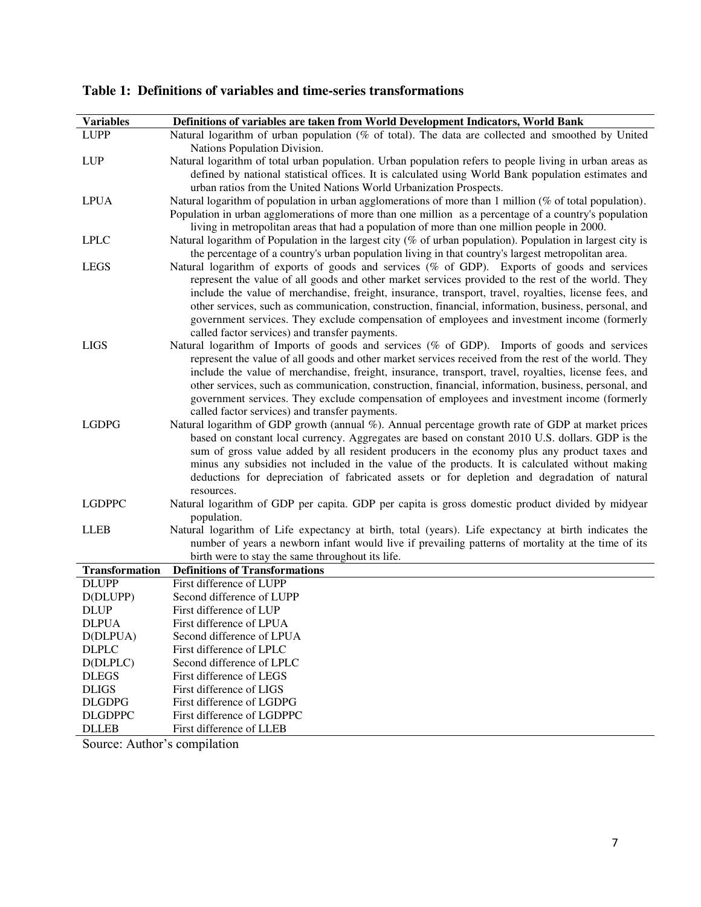**Table 1: Definitions of variables and time-series transformations**

| Variables | Definitions of variables are taken from World Development Indicators, World Bank |
|---|---|
| LUPP | Natural logarithm of urban population (% of total). The data are collected and smoothed by United Nations Population Division. |
| LUP | Natural logarithm of total urban population. Urban population refers to people living in urban areas as defined by national statistical offices. It is calculated using World Bank population estimates and urban ratios from the United Nations World Urbanization Prospects. |
| LPUA | Natural logarithm of population in urban agglomerations of more than 1 million (% of total population). Population in urban agglomerations of more than one million as a percentage of a country's population living in metropolitan areas that had a population of more than one million people in 2000. |
| LPLC | Natural logarithm of Population in the largest city (% of urban population). Population in largest city is the percentage of a country's urban population living in that country's largest metropolitan area. |
| LEGS | Natural logarithm of exports of goods and services (% of GDP). Exports of goods and services represent the value of all goods and other market services provided to the rest of the world. They include the value of merchandise, freight, insurance, transport, travel, royalties, license fees, and other services, such as communication, construction, financial, information, business, personal, and government services. They exclude compensation of employees and investment income (formerly called factor services) and transfer payments. |
| LIGS | Natural logarithm of Imports of goods and services (% of GDP). Imports of goods and services represent the value of all goods and other market services received from the rest of the world. They include the value of merchandise, freight, insurance, transport, travel, royalties, license fees, and other services, such as communication, construction, financial, information, business, personal, and government services. They exclude compensation of employees and investment income (formerly called factor services) and transfer payments. |
| LGDPG | Natural logarithm of GDP growth (annual %). Annual percentage growth rate of GDP at market prices based on constant local currency. Aggregates are based on constant 2010 U.S. dollars. GDP is the sum of gross value added by all resident producers in the economy plus any product taxes and minus any subsidies not included in the value of the products. It is calculated without making deductions for depreciation of fabricated assets or for depletion and degradation of natural resources. |
| LGDPPC | Natural logarithm of GDP per capita. GDP per capita is gross domestic product divided by midyear population. |
| LLEB | Natural logarithm of Life expectancy at birth, total (years). Life expectancy at birth indicates the number of years a newborn infant would live if prevailing patterns of mortality at the time of its birth were to stay the same throughout its life. |
| **Transformation** | **Definitions of Transformations** |
| DLUPP | First difference of LUPP |
| D(DLUPP) | Second difference of LUPP |
| DLUP | First difference of LUP |
| DLPUA | First difference of LPUA |
| D(DLPUA) | Second difference of LPUA |
| DLPLC | First difference of LPLC |
| D(DLPLC) | Second difference of LPLC |
| DLEGS | First difference of LEGS |
| DLIGS | First difference of LIGS |
| DLGDPG | First difference of LGDPG |
| DLGDPPC | First difference of LGDPPC |
| DLLEB | First difference of LLEB |

Source: Author's compilation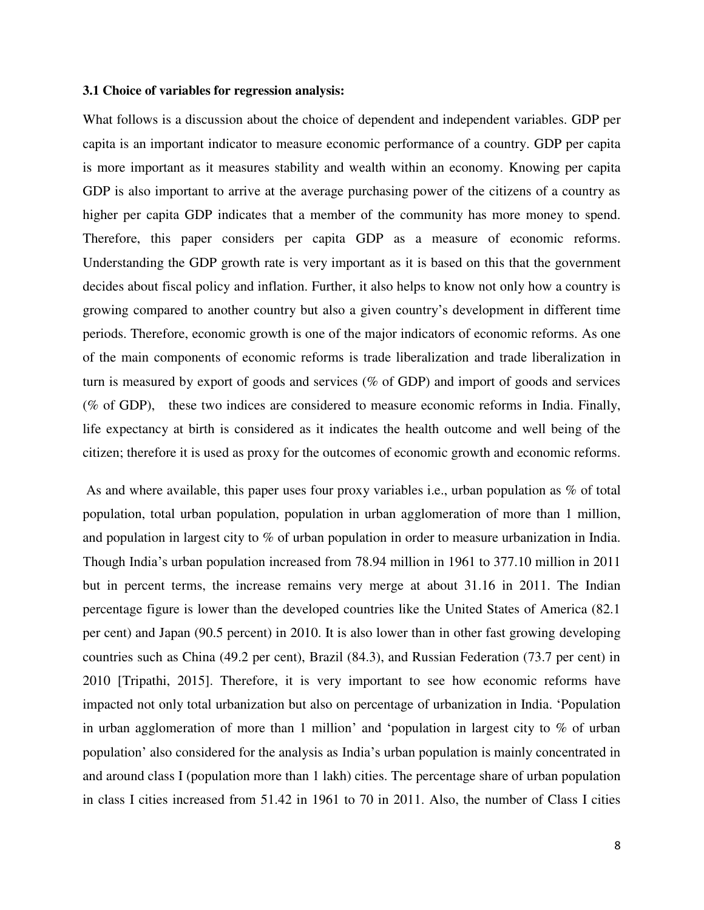### 3.1 Choice of variables for regression analysis:

What follows is a discussion about the choice of dependent and independent variables. GDP per capita is an important indicator to measure economic performance of a country. GDP per capita is more important as it measures stability and wealth within an economy. Knowing per capita GDP is also important to arrive at the average purchasing power of the citizens of a country as higher per capita GDP indicates that a member of the community has more money to spend. Therefore, this paper considers per capita GDP as a measure of economic reforms. Understanding the GDP growth rate is very important as it is based on this that the government decides about fiscal policy and inflation. Further, it also helps to know not only how a country is growing compared to another country but also a given country's development in different time periods. Therefore, economic growth is one of the major indicators of economic reforms. As one of the main components of economic reforms is trade liberalization and trade liberalization in turn is measured by export of goods and services (% of GDP) and import of goods and services (% of GDP), these two indices are considered to measure economic reforms in India. Finally, life expectancy at birth is considered as it indicates the health outcome and well being of the citizen; therefore it is used as proxy for the outcomes of economic growth and economic reforms.

As and where available, this paper uses four proxy variables i.e., urban population as % of total population, total urban population, population in urban agglomeration of more than 1 million, and population in largest city to % of urban population in order to measure urbanization in India. Though India's urban population increased from 78.94 million in 1961 to 377.10 million in 2011 but in percent terms, the increase remains very merge at about 31.16 in 2011. The Indian percentage figure is lower than the developed countries like the United States of America (82.1 per cent) and Japan (90.5 percent) in 2010. It is also lower than in other fast growing developing countries such as China (49.2 per cent), Brazil (84.3), and Russian Federation (73.7 per cent) in 2010 [Tripathi, 2015]. Therefore, it is very important to see how economic reforms have impacted not only total urbanization but also on percentage of urbanization in India. 'Population in urban agglomeration of more than 1 million' and 'population in largest city to % of urban population' also considered for the analysis as India's urban population is mainly concentrated in and around class I (population more than 1 lakh) cities. The percentage share of urban population in class I cities increased from 51.42 in 1961 to 70 in 2011. Also, the number of Class I cities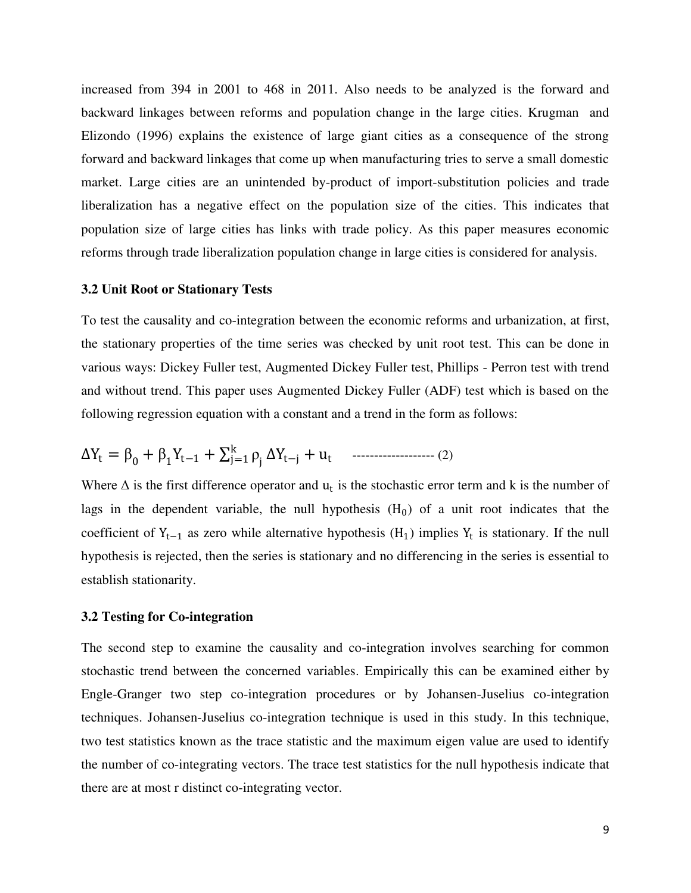increased from 394 in 2001 to 468 in 2011. Also needs to be analyzed is the forward and backward linkages between reforms and population change in the large cities. Krugman and Elizondo (1996) explains the existence of large giant cities as a consequence of the strong forward and backward linkages that come up when manufacturing tries to serve a small domestic market. Large cities are an unintended by-product of import-substitution policies and trade liberalization has a negative effect on the population size of the cities. This indicates that population size of large cities has links with trade policy. As this paper measures economic reforms through trade liberalization population change in large cities is considered for analysis.

### 3.2 Unit Root or Stationary Tests

To test the causality and co-integration between the economic reforms and urbanization, at first, the stationary properties of the time series was checked by unit root test. This can be done in various ways: Dickey Fuller test, Augmented Dickey Fuller test, Phillips - Perron test with trend and without trend. This paper uses Augmented Dickey Fuller (ADF) test which is based on the following regression equation with a constant and a trend in the form as follows:

$$\Delta Y_t = \beta_0 + \beta_1 Y_{t-1} + \sum_{j=1}^{k} \rho_j \Delta Y_{t-j} + u_t \quad \text{------------------- (2)}$$

Where $\Delta$ is the first difference operator and $u_t$ is the stochastic error term and k is the number of lags in the dependent variable, the null hypothesis ($H_0$) of a unit root indicates that the coefficient of $Y_{t-1}$ as zero while alternative hypothesis ($H_1$) implies $Y_t$ is stationary. If the null hypothesis is rejected, then the series is stationary and no differencing in the series is essential to establish stationarity.

### 3.2 Testing for Co-integration

The second step to examine the causality and co-integration involves searching for common stochastic trend between the concerned variables. Empirically this can be examined either by Engle-Granger two step co-integration procedures or by Johansen-Juselius co-integration techniques. Johansen-Juselius co-integration technique is used in this study. In this technique, two test statistics known as the trace statistic and the maximum eigen value are used to identify the number of co-integrating vectors. The trace test statistics for the null hypothesis indicate that there are at most r distinct co-integrating vector.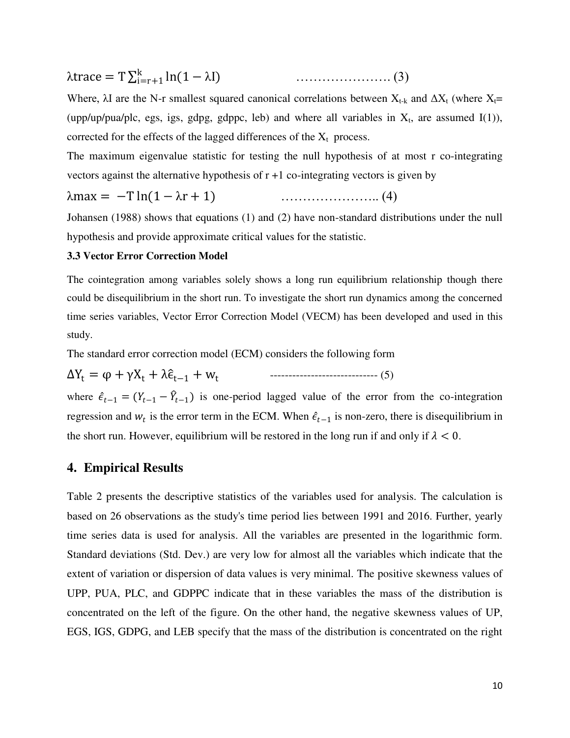$$\lambda trace = T \sum_{i=r+1}^{k} \ln(1 - \lambda I) \qquad \ldots\ldots\ldots\ldots\ldots\ldots\ldots (3)$$

Where, λI are the N-r smallest squared canonical correlations between $X_{t-k}$ and $\Delta X_t$ (where $X_t$= (upp/up/pua/plc, egs, igs, gdpg, gdppc, leb) and where all variables in $X_t$, are assumed I(1)), corrected for the effects of the lagged differences of the $X_t$ process.

The maximum eigenvalue statistic for testing the null hypothesis of at most r co-integrating vectors against the alternative hypothesis of r +1 co-integrating vectors is given by

$$\lambda max = -T \ln(1 - \lambda r + 1) \qquad \ldots\ldots\ldots\ldots\ldots\ldots\ldots (4)$$

Johansen (1988) shows that equations (1) and (2) have non-standard distributions under the null hypothesis and provide approximate critical values for the statistic.

### 3.3 Vector Error Correction Model

The cointegration among variables solely shows a long run equilibrium relationship though there could be disequilibrium in the short run. To investigate the short run dynamics among the concerned time series variables, Vector Error Correction Model (VECM) has been developed and used in this study.

The standard error correction model (ECM) considers the following form

$$\Delta Y_t = \varphi + \gamma X_t + \lambda \hat{\epsilon}_{t-1} + w_t \qquad \text{-----------------------------} (5)$$

where $\hat{\epsilon}_{t-1} = (Y_{t-1} - \hat{Y}_{t-1})$ is one-period lagged value of the error from the co-integration regression and $w_t$ is the error term in the ECM. When $\hat{\epsilon}_{t-1}$ is non-zero, there is disequilibrium in the short run. However, equilibrium will be restored in the long run if and only if $\lambda < 0$.

## 4. Empirical Results

Table 2 presents the descriptive statistics of the variables used for analysis. The calculation is based on 26 observations as the study's time period lies between 1991 and 2016. Further, yearly time series data is used for analysis. All the variables are presented in the logarithmic form. Standard deviations (Std. Dev.) are very low for almost all the variables which indicate that the extent of variation or dispersion of data values is very minimal. The positive skewness values of UPP, PUA, PLC, and GDPPC indicate that in these variables the mass of the distribution is concentrated on the left of the figure. On the other hand, the negative skewness values of UP, EGS, IGS, GDPG, and LEB specify that the mass of the distribution is concentrated on the right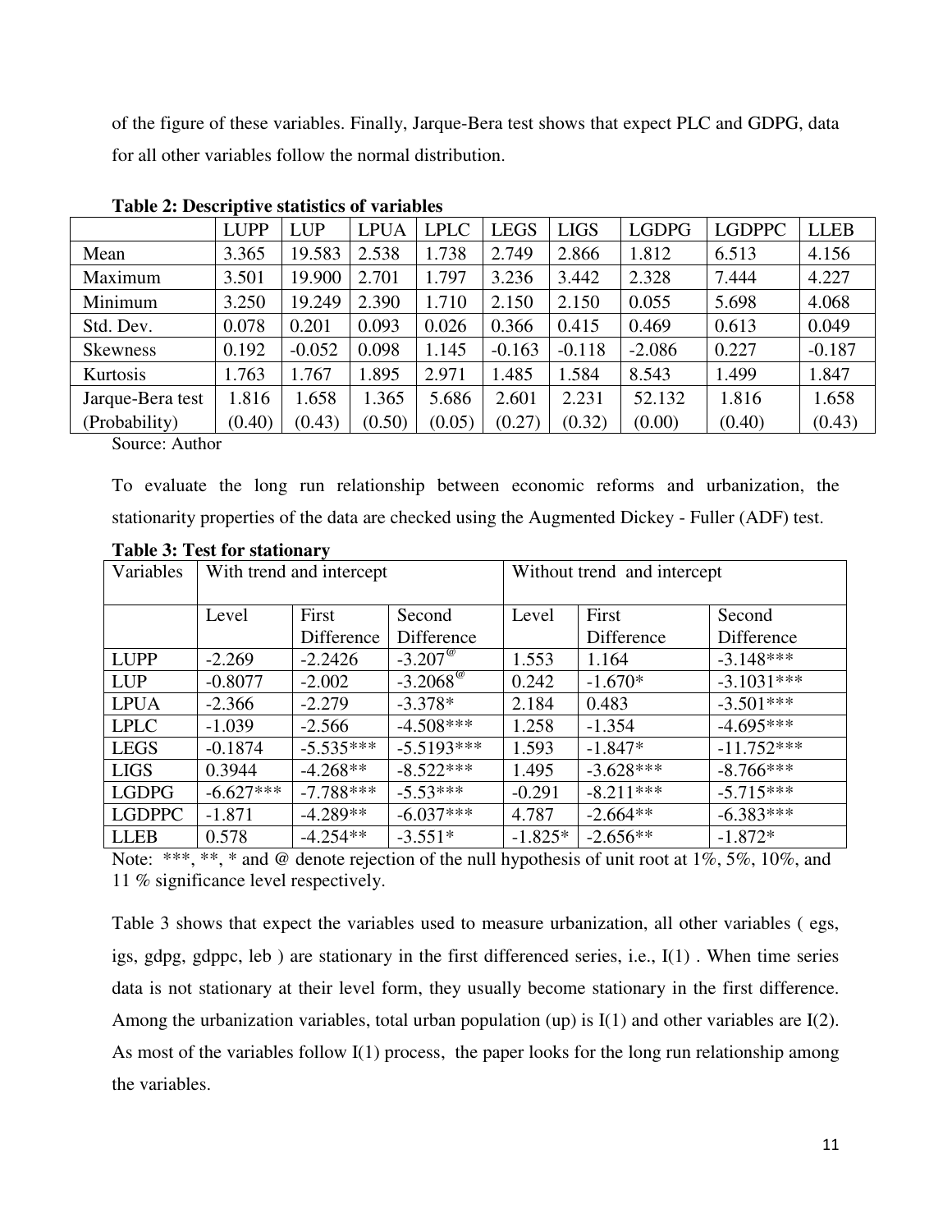of the figure of these variables. Finally, Jarque-Bera test shows that expect PLC and GDPG, data for all other variables follow the normal distribution.

**Table 2: Descriptive statistics of variables**

| | LUPP | LUP | LPUA | LPLC | LEGS | LIGS | LGDPG | LGDPPC | LLEB |
|---|---|---|---|---|---|---|---|---|---|
| Mean | 3.365 | 19.583 | 2.538 | 1.738 | 2.749 | 2.866 | 1.812 | 6.513 | 4.156 |
| Maximum | 3.501 | 19.900 | 2.701 | 1.797 | 3.236 | 3.442 | 2.328 | 7.444 | 4.227 |
| Minimum | 3.250 | 19.249 | 2.390 | 1.710 | 2.150 | 2.150 | 0.055 | 5.698 | 4.068 |
| Std. Dev. | 0.078 | 0.201 | 0.093 | 0.026 | 0.366 | 0.415 | 0.469 | 0.613 | 0.049 |
| Skewness | 0.192 | -0.052 | 0.098 | 1.145 | -0.163 | -0.118 | -2.086 | 0.227 | -0.187 |
| Kurtosis | 1.763 | 1.767 | 1.895 | 2.971 | 1.485 | 1.584 | 8.543 | 1.499 | 1.847 |
| Jarque-Bera test | 1.816 | 1.658 | 1.365 | 5.686 | 2.601 | 2.231 | 52.132 | 1.816 | 1.658 |
| (Probability) | (0.40) | (0.43) | (0.50) | (0.05) | (0.27) | (0.32) | (0.00) | (0.40) | (0.43) |

Source: Author

To evaluate the long run relationship between economic reforms and urbanization, the stationarity properties of the data are checked using the Augmented Dickey - Fuller (ADF) test.

**Table 3: Test for stationary**

| Variables | With trend and intercept | | | Without trend and intercept | | |
|---|---|---|---|---|---|---|
| | Level | First Difference | Second Difference | Level | First Difference | Second Difference |
| LUPP | -2.269 | -2.2426 | -3.207@ | 1.553 | 1.164 | -3.148*** |
| LUP | -0.8077 | -2.002 | -3.2068@ | 0.242 | -1.670* | -3.1031*** |
| LPUA | -2.366 | -2.279 | -3.378* | 2.184 | 0.483 | -3.501*** |
| LPLC | -1.039 | -2.566 | -4.508*** | 1.258 | -1.354 | -4.695*** |
| LEGS | -0.1874 | -5.535*** | -5.5193*** | 1.593 | -1.847* | -11.752*** |
| LIGS | 0.3944 | -4.268** | -8.522*** | 1.495 | -3.628*** | -8.766*** |
| LGDPG | -6.627*** | -7.788*** | -5.53*** | -0.291 | -8.211*** | -5.715*** |
| LGDPPC | -1.871 | -4.289** | -6.037*** | 4.787 | -2.664** | -6.383*** |
| LLEB | 0.578 | -4.254** | -3.551* | -1.825* | -2.656** | -1.872* |

Note: ***, **, * and @ denote rejection of the null hypothesis of unit root at 1%, 5%, 10%, and 11 % significance level respectively.

Table 3 shows that expect the variables used to measure urbanization, all other variables ( egs, igs, gdpg, gdppc, leb ) are stationary in the first differenced series, i.e., I(1) . When time series data is not stationary at their level form, they usually become stationary in the first difference. Among the urbanization variables, total urban population (up) is I(1) and other variables are I(2). As most of the variables follow I(1) process, the paper looks for the long run relationship among the variables.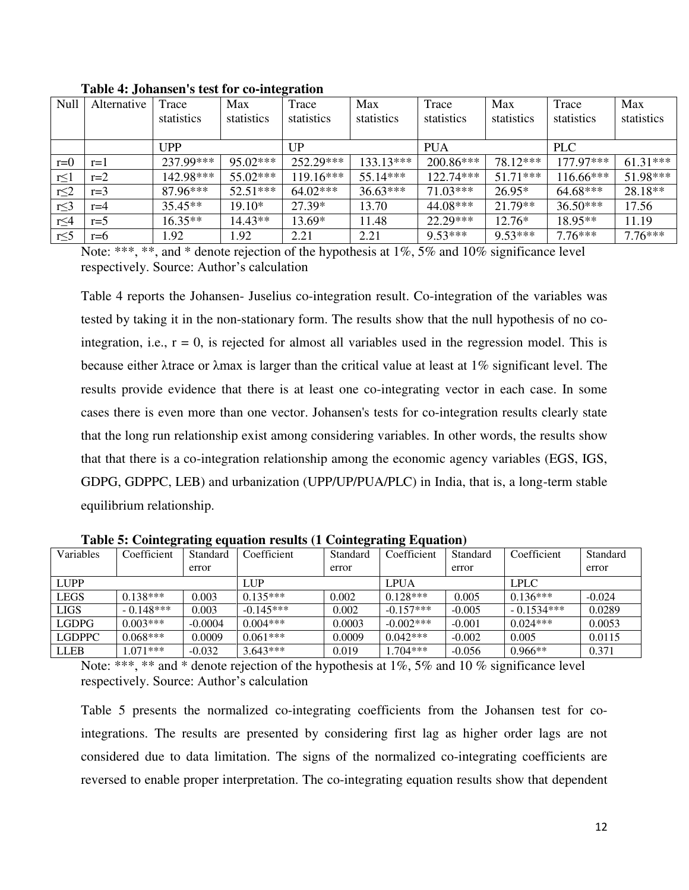**Table 4: Johansen's test for co-integration**

| Null | Alternative | Trace statistics | Max statistics | Trace statistics | Max statistics | Trace statistics | Max statistics | Trace statistics | Max statistics |
|---|---|---|---|---|---|---|---|---|---|
| | | UPP | | UP | | PUA | | PLC | |
| r=0 | r=1 | 237.99*** | 95.02*** | 252.29*** | 133.13*** | 200.86*** | 78.12*** | 177.97*** | 61.31*** |
| r≤1 | r=2 | 142.98*** | 55.02*** | 119.16*** | 55.14*** | 122.74*** | 51.71*** | 116.66*** | 51.98*** |
| r≤2 | r=3 | 87.96*** | 52.51*** | 64.02*** | 36.63*** | 71.03*** | 26.95* | 64.68*** | 28.18** |
| r≤3 | r=4 | 35.45** | 19.10* | 27.39* | 13.70 | 44.08*** | 21.79** | 36.50*** | 17.56 |
| r≤4 | r=5 | 16.35** | 14.43** | 13.69* | 11.48 | 22.29*** | 12.76* | 18.95** | 11.19 |
| r≤5 | r=6 | 1.92 | 1.92 | 2.21 | 2.21 | 9.53*** | 9.53*** | 7.76*** | 7.76*** |

Note: ***, **, and * denote rejection of the hypothesis at 1%, 5% and 10% significance level respectively. Source: Author's calculation

Table 4 reports the Johansen- Juselius co-integration result. Co-integration of the variables was tested by taking it in the non-stationary form. The results show that the null hypothesis of no co-integration, i.e., r = 0, is rejected for almost all variables used in the regression model. This is because either λtrace or λmax is larger than the critical value at least at 1% significant level. The results provide evidence that there is at least one co-integrating vector in each case. In some cases there is even more than one vector. Johansen's tests for co-integration results clearly state that the long run relationship exist among considering variables. In other words, the results show that that there is a co-integration relationship among the economic agency variables (EGS, IGS, GDPG, GDPPC, LEB) and urbanization (UPP/UP/PUA/PLC) in India, that is, a long-term stable equilibrium relationship.

**Table 5: Cointegrating equation results (1 Cointegrating Equation)**

| Variables | Coefficient | Standard error | Coefficient | Standard error | Coefficient | Standard error | Coefficient | Standard error |
|---|---|---|---|---|---|---|---|---|
| LUPP | | | LUP | | LPUA | | LPLC | |
| LEGS | 0.138*** | 0.003 | 0.135*** | 0.002 | 0.128*** | 0.005 | 0.136*** | -0.024 |
| LIGS | - 0.148*** | 0.003 | -0.145*** | 0.002 | -0.157*** | -0.005 | - 0.1534*** | 0.0289 |
| LGDPG | 0.003*** | -0.0004 | 0.004*** | 0.0003 | -0.002*** | -0.001 | 0.024*** | 0.0053 |
| LGDPPC | 0.068*** | 0.0009 | 0.061*** | 0.0009 | 0.042*** | -0.002 | 0.005 | 0.0115 |
| LLEB | 1.071*** | -0.032 | 3.643*** | 0.019 | 1.704*** | -0.056 | 0.966** | 0.371 |

Note: ***, ** and * denote rejection of the hypothesis at 1%, 5% and 10 % significance level respectively. Source: Author's calculation

Table 5 presents the normalized co-integrating coefficients from the Johansen test for co-integrations. The results are presented by considering first lag as higher order lags are not considered due to data limitation. The signs of the normalized co-integrating coefficients are reversed to enable proper interpretation. The co-integrating equation results show that dependent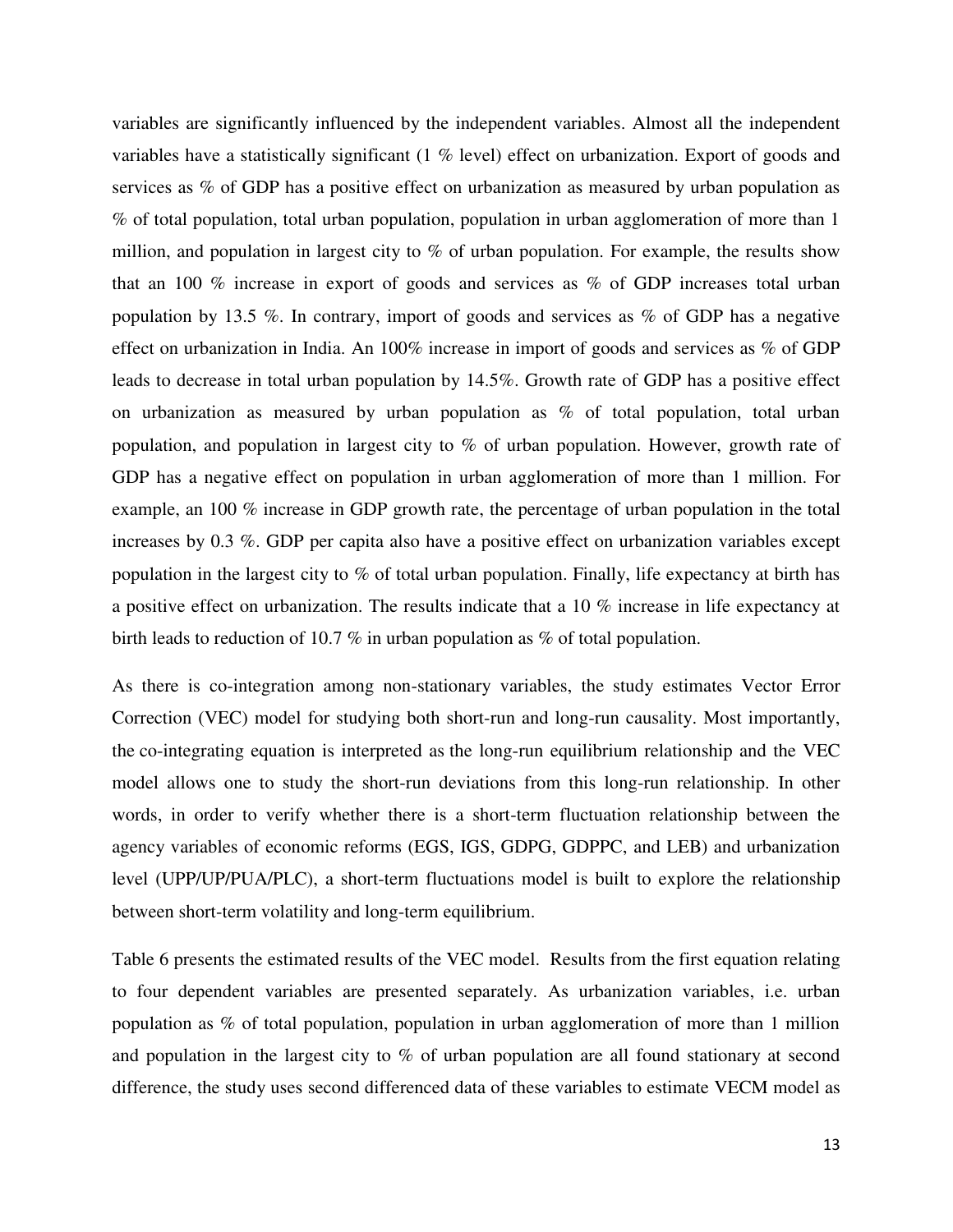variables are significantly influenced by the independent variables. Almost all the independent variables have a statistically significant (1 % level) effect on urbanization. Export of goods and services as % of GDP has a positive effect on urbanization as measured by urban population as % of total population, total urban population, population in urban agglomeration of more than 1 million, and population in largest city to % of urban population. For example, the results show that an 100 % increase in export of goods and services as % of GDP increases total urban population by 13.5 %. In contrary, import of goods and services as % of GDP has a negative effect on urbanization in India. An 100% increase in import of goods and services as % of GDP leads to decrease in total urban population by 14.5%. Growth rate of GDP has a positive effect on urbanization as measured by urban population as % of total population, total urban population, and population in largest city to % of urban population. However, growth rate of GDP has a negative effect on population in urban agglomeration of more than 1 million. For example, an 100 % increase in GDP growth rate, the percentage of urban population in the total increases by 0.3 %. GDP per capita also have a positive effect on urbanization variables except population in the largest city to % of total urban population. Finally, life expectancy at birth has a positive effect on urbanization. The results indicate that a 10 % increase in life expectancy at birth leads to reduction of 10.7 % in urban population as % of total population.

As there is co-integration among non-stationary variables, the study estimates Vector Error Correction (VEC) model for studying both short-run and long-run causality. Most importantly, the co-integrating equation is interpreted as the long-run equilibrium relationship and the VEC model allows one to study the short-run deviations from this long-run relationship. In other words, in order to verify whether there is a short-term fluctuation relationship between the agency variables of economic reforms (EGS, IGS, GDPG, GDPPC, and LEB) and urbanization level (UPP/UP/PUA/PLC), a short-term fluctuations model is built to explore the relationship between short-term volatility and long-term equilibrium.

Table 6 presents the estimated results of the VEC model. Results from the first equation relating to four dependent variables are presented separately. As urbanization variables, i.e. urban population as % of total population, population in urban agglomeration of more than 1 million and population in the largest city to % of urban population are all found stationary at second difference, the study uses second differenced data of these variables to estimate VECM model as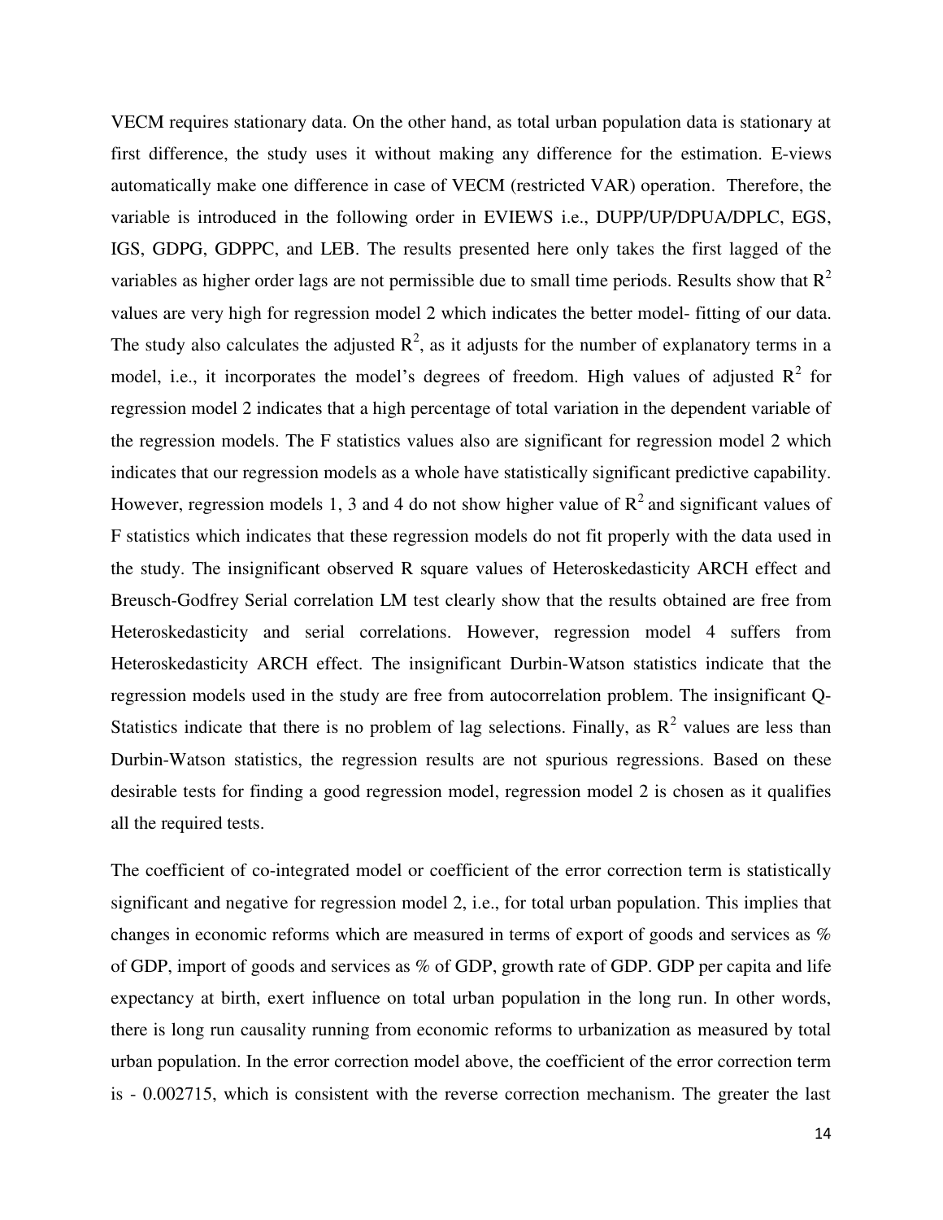VECM requires stationary data. On the other hand, as total urban population data is stationary at first difference, the study uses it without making any difference for the estimation. E-views automatically make one difference in case of VECM (restricted VAR) operation. Therefore, the variable is introduced in the following order in EVIEWS i.e., DUPP/UP/DPUA/DPLC, EGS, IGS, GDPG, GDPPC, and LEB. The results presented here only takes the first lagged of the variables as higher order lags are not permissible due to small time periods. Results show that $R^2$ values are very high for regression model 2 which indicates the better model- fitting of our data. The study also calculates the adjusted $R^2$, as it adjusts for the number of explanatory terms in a model, i.e., it incorporates the model's degrees of freedom. High values of adjusted $R^2$ for regression model 2 indicates that a high percentage of total variation in the dependent variable of the regression models. The F statistics values also are significant for regression model 2 which indicates that our regression models as a whole have statistically significant predictive capability. However, regression models 1, 3 and 4 do not show higher value of $R^2$ and significant values of F statistics which indicates that these regression models do not fit properly with the data used in the study. The insignificant observed R square values of Heteroskedasticity ARCH effect and Breusch-Godfrey Serial correlation LM test clearly show that the results obtained are free from Heteroskedasticity and serial correlations. However, regression model 4 suffers from Heteroskedasticity ARCH effect. The insignificant Durbin-Watson statistics indicate that the regression models used in the study are free from autocorrelation problem. The insignificant Q-Statistics indicate that there is no problem of lag selections. Finally, as $R^2$ values are less than Durbin-Watson statistics, the regression results are not spurious regressions. Based on these desirable tests for finding a good regression model, regression model 2 is chosen as it qualifies all the required tests.

The coefficient of co-integrated model or coefficient of the error correction term is statistically significant and negative for regression model 2, i.e., for total urban population. This implies that changes in economic reforms which are measured in terms of export of goods and services as % of GDP, import of goods and services as % of GDP, growth rate of GDP. GDP per capita and life expectancy at birth, exert influence on total urban population in the long run. In other words, there is long run causality running from economic reforms to urbanization as measured by total urban population. In the error correction model above, the coefficient of the error correction term is - 0.002715, which is consistent with the reverse correction mechanism. The greater the last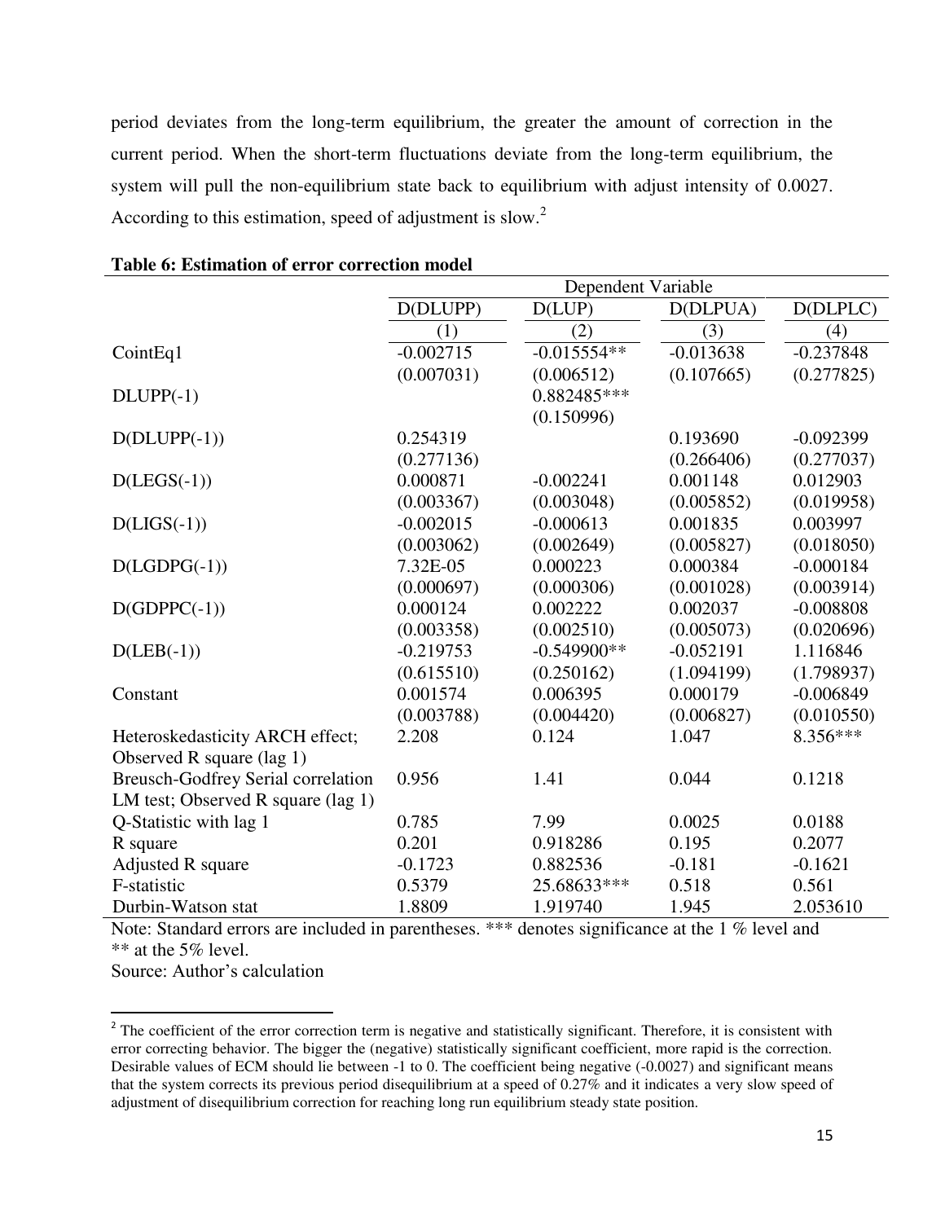period deviates from the long-term equilibrium, the greater the amount of correction in the current period. When the short-term fluctuations deviate from the long-term equilibrium, the system will pull the non-equilibrium state back to equilibrium with adjust intensity of 0.0027. According to this estimation, speed of adjustment is slow.[2]

**Table 6: Estimation of error correction model**

| | Dependent Variable | | | |
|---|---|---|---|---|
| | D(DLUPP) | D(LUP) | D(DLPUA) | D(DLPLC) |
| | (1) | (2) | (3) | (4) |
| CointEq1 | -0.002715 | -0.015554** | -0.013638 | -0.237848 |
| | (0.007031) | (0.006512) | (0.107665) | (0.277825) |
| DLUPP(-1) | | 0.882485*** | | |
| | | (0.150996) | | |
| D(DLUPP(-1)) | 0.254319 | | 0.193690 | -0.092399 |
| | (0.277136) | | (0.266406) | (0.277037) |
| D(LEGS(-1)) | 0.000871 | -0.002241 | 0.001148 | 0.012903 |
| | (0.003367) | (0.003048) | (0.005852) | (0.019958) |
| D(LIGS(-1)) | -0.002015 | -0.000613 | 0.001835 | 0.003997 |
| | (0.003062) | (0.002649) | (0.005827) | (0.018050) |
| D(LGDPG(-1)) | 7.32E-05 | 0.000223 | 0.000384 | -0.000184 |
| | (0.000697) | (0.000306) | (0.001028) | (0.003914) |
| D(GDPPC(-1)) | 0.000124 | 0.002222 | 0.002037 | -0.008808 |
| | (0.003358) | (0.002510) | (0.005073) | (0.020696) |
| D(LEB(-1)) | -0.219753 | -0.549900** | -0.052191 | 1.116846 |
| | (0.615510) | (0.250162) | (1.094199) | (1.798937) |
| Constant | 0.001574 | 0.006395 | 0.000179 | -0.006849 |
| | (0.003788) | (0.004420) | (0.006827) | (0.010550) |
| Heteroskedasticity ARCH effect; Observed R square (lag 1) | 2.208 | 0.124 | 1.047 | 8.356*** |
| Breusch-Godfrey Serial correlation LM test; Observed R square (lag 1) | 0.956 | 1.41 | 0.044 | 0.1218 |
| Q-Statistic with lag 1 | 0.785 | 7.99 | 0.0025 | 0.0188 |
| R square | 0.201 | 0.918286 | 0.195 | 0.2077 |
| Adjusted R square | -0.1723 | 0.882536 | -0.181 | -0.1621 |
| F-statistic | 0.5379 | 25.68633*** | 0.518 | 0.561 |
| Durbin-Watson stat | 1.8809 | 1.919740 | 1.945 | 2.053610 |

Note: Standard errors are included in parentheses. *** denotes significance at the 1 % level and ** at the 5% level.

Source: Author's calculation

---

[2] The coefficient of the error correction term is negative and statistically significant. Therefore, it is consistent with error correcting behavior. The bigger the (negative) statistically significant coefficient, more rapid is the correction. Desirable values of ECM should lie between -1 to 0. The coefficient being negative (-0.0027) and significant means that the system corrects its previous period disequilibrium at a speed of 0.27% and it indicates a very slow speed of adjustment of disequilibrium correction for reaching long run equilibrium steady state position.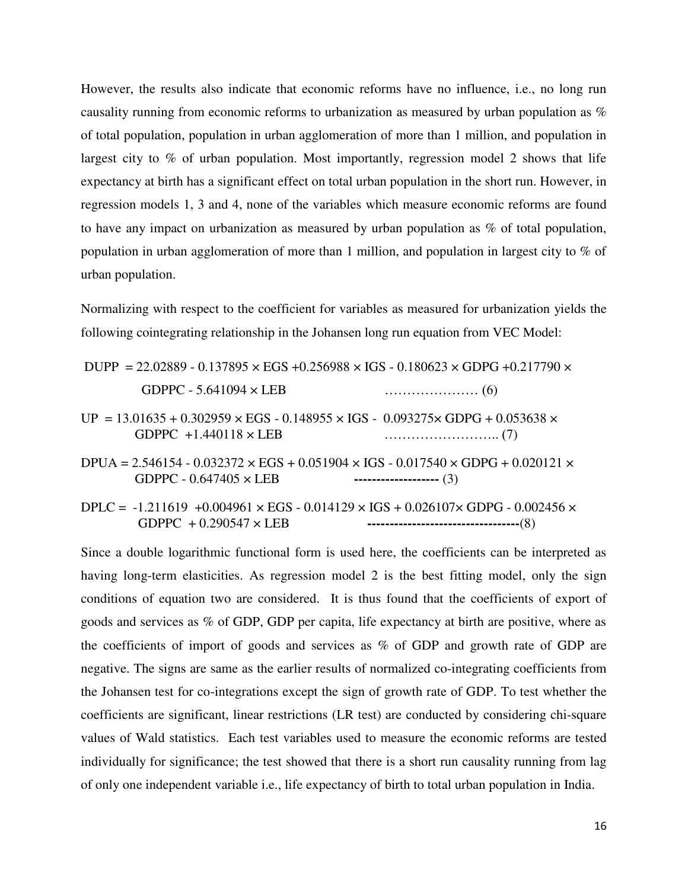However, the results also indicate that economic reforms have no influence, i.e., no long run causality running from economic reforms to urbanization as measured by urban population as % of total population, population in urban agglomeration of more than 1 million, and population in largest city to % of urban population. Most importantly, regression model 2 shows that life expectancy at birth has a significant effect on total urban population in the short run. However, in regression models 1, 3 and 4, none of the variables which measure economic reforms are found to have any impact on urbanization as measured by urban population as % of total population, population in urban agglomeration of more than 1 million, and population in largest city to % of urban population.

Normalizing with respect to the coefficient for variables as measured for urbanization yields the following cointegrating relationship in the Johansen long run equation from VEC Model:

$$DUPP = 22.02889 - 0.137895 \times EGS + 0.256988 \times IGS - 0.180623 \times GDPG + 0.217790 \times GDPPC - 5.641094 \times LEB \qquad \ldots\ldots\ldots\ldots\ldots\ldots\ldots (6)$$

$$UP = 13.01635 + 0.302959 \times EGS - 0.148955 \times IGS - 0.093275 \times GDPG + 0.053638 \times GDPPC + 1.440118 \times LEB \qquad \ldots\ldots\ldots\ldots\ldots\ldots\ldots\ldots (7)$$

$$DPUA = 2.546154 - 0.032372 \times EGS + 0.051904 \times IGS - 0.017540 \times GDPG + 0.020121 \times GDPPC - 0.647405 \times LEB \qquad \text{-------------------} (3)$$

$$DPLC = -1.211619 + 0.004961 \times EGS - 0.014129 \times IGS + 0.026107 \times GDPG - 0.002456 \times GDPPC + 0.290547 \times LEB \qquad \text{----------------------------------} (8)$$

Since a double logarithmic functional form is used here, the coefficients can be interpreted as having long-term elasticities. As regression model 2 is the best fitting model, only the sign conditions of equation two are considered. It is thus found that the coefficients of export of goods and services as % of GDP, GDP per capita, life expectancy at birth are positive, where as the coefficients of import of goods and services as % of GDP and growth rate of GDP are negative. The signs are same as the earlier results of normalized co-integrating coefficients from the Johansen test for co-integrations except the sign of growth rate of GDP. To test whether the coefficients are significant, linear restrictions (LR test) are conducted by considering chi-square values of Wald statistics. Each test variables used to measure the economic reforms are tested individually for significance; the test showed that there is a short run causality running from lag of only one independent variable i.e., life expectancy of birth to total urban population in India.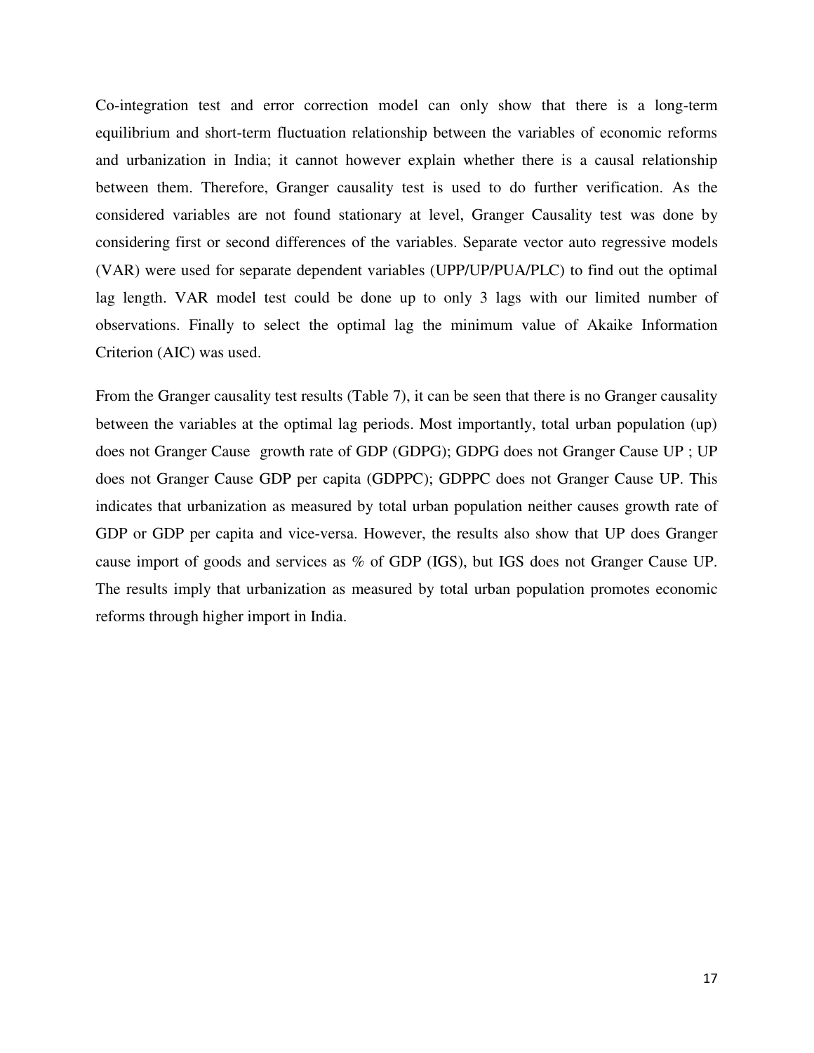Co-integration test and error correction model can only show that there is a long-term equilibrium and short-term fluctuation relationship between the variables of economic reforms and urbanization in India; it cannot however explain whether there is a causal relationship between them. Therefore, Granger causality test is used to do further verification. As the considered variables are not found stationary at level, Granger Causality test was done by considering first or second differences of the variables. Separate vector auto regressive models (VAR) were used for separate dependent variables (UPP/UP/PUA/PLC) to find out the optimal lag length. VAR model test could be done up to only 3 lags with our limited number of observations. Finally to select the optimal lag the minimum value of Akaike Information Criterion (AIC) was used.

From the Granger causality test results (Table 7), it can be seen that there is no Granger causality between the variables at the optimal lag periods. Most importantly, total urban population (up) does not Granger Cause growth rate of GDP (GDPG); GDPG does not Granger Cause UP ; UP does not Granger Cause GDP per capita (GDPPC); GDPPC does not Granger Cause UP. This indicates that urbanization as measured by total urban population neither causes growth rate of GDP or GDP per capita and vice-versa. However, the results also show that UP does Granger cause import of goods and services as % of GDP (IGS), but IGS does not Granger Cause UP. The results imply that urbanization as measured by total urban population promotes economic reforms through higher import in India.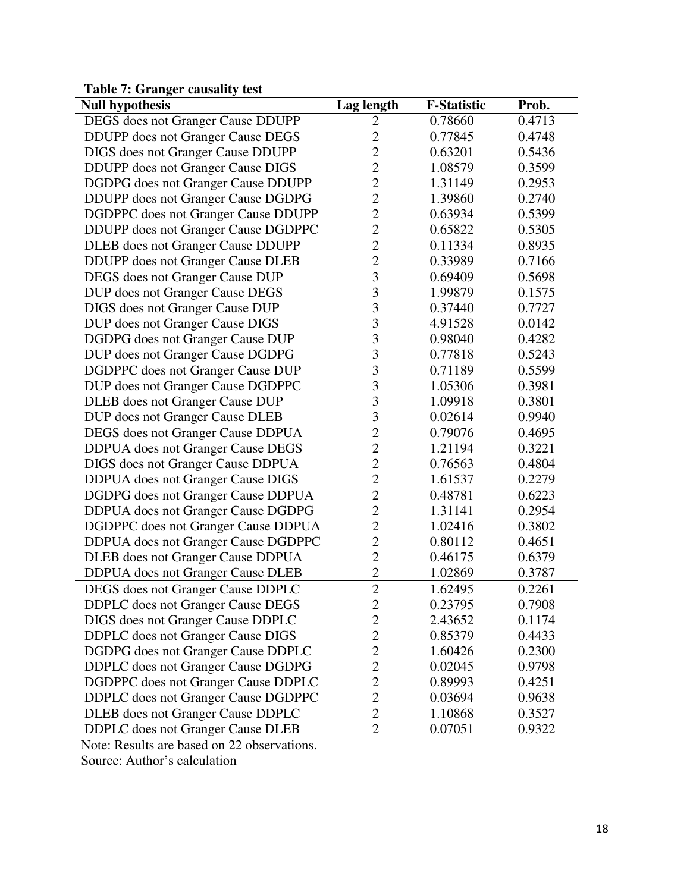**Table 7: Granger causality test**

| Null hypothesis | Lag length | F-Statistic | Prob. |
|---|---|---|---|
| DEGS does not Granger Cause DDUPP | 2 | 0.78660 | 0.4713 |
| DDUPP does not Granger Cause DEGS | 2 | 0.77845 | 0.4748 |
| DIGS does not Granger Cause DDUPP | 2 | 0.63201 | 0.5436 |
| DDUPP does not Granger Cause DIGS | 2 | 1.08579 | 0.3599 |
| DGDPG does not Granger Cause DDUPP | 2 | 1.31149 | 0.2953 |
| DDUPP does not Granger Cause DGDPG | 2 | 1.39860 | 0.2740 |
| DGDPPC does not Granger Cause DDUPP | 2 | 0.63934 | 0.5399 |
| DDUPP does not Granger Cause DGDPPC | 2 | 0.65822 | 0.5305 |
| DLEB does not Granger Cause DDUPP | 2 | 0.11334 | 0.8935 |
| DDUPP does not Granger Cause DLEB | 2 | 0.33989 | 0.7166 |
| DEGS does not Granger Cause DUP | 3 | 0.69409 | 0.5698 |
| DUP does not Granger Cause DEGS | 3 | 1.99879 | 0.1575 |
| DIGS does not Granger Cause DUP | 3 | 0.37440 | 0.7727 |
| DUP does not Granger Cause DIGS | 3 | 4.91528 | 0.0142 |
| DGDPG does not Granger Cause DUP | 3 | 0.98040 | 0.4282 |
| DUP does not Granger Cause DGDPG | 3 | 0.77818 | 0.5243 |
| DGDPPC does not Granger Cause DUP | 3 | 0.71189 | 0.5599 |
| DUP does not Granger Cause DGDPPC | 3 | 1.05306 | 0.3981 |
| DLEB does not Granger Cause DUP | 3 | 1.09918 | 0.3801 |
| DUP does not Granger Cause DLEB | 3 | 0.02614 | 0.9940 |
| DEGS does not Granger Cause DDPUA | 2 | 0.79076 | 0.4695 |
| DDPUA does not Granger Cause DEGS | 2 | 1.21194 | 0.3221 |
| DIGS does not Granger Cause DDPUA | 2 | 0.76563 | 0.4804 |
| DDPUA does not Granger Cause DIGS | 2 | 1.61537 | 0.2279 |
| DGDPG does not Granger Cause DDPUA | 2 | 0.48781 | 0.6223 |
| DDPUA does not Granger Cause DGDPG | 2 | 1.31141 | 0.2954 |
| DGDPPC does not Granger Cause DDPUA | 2 | 1.02416 | 0.3802 |
| DDPUA does not Granger Cause DGDPPC | 2 | 0.80112 | 0.4651 |
| DLEB does not Granger Cause DDPUA | 2 | 0.46175 | 0.6379 |
| DDPUA does not Granger Cause DLEB | 2 | 1.02869 | 0.3787 |
| DEGS does not Granger Cause DDPLC | 2 | 1.62495 | 0.2261 |
| DDPLC does not Granger Cause DEGS | 2 | 0.23795 | 0.7908 |
| DIGS does not Granger Cause DDPLC | 2 | 2.43652 | 0.1174 |
| DDPLC does not Granger Cause DIGS | 2 | 0.85379 | 0.4433 |
| DGDPG does not Granger Cause DDPLC | 2 | 1.60426 | 0.2300 |
| DDPLC does not Granger Cause DGDPG | 2 | 0.02045 | 0.9798 |
| DGDPPC does not Granger Cause DDPLC | 2 | 0.89993 | 0.4251 |
| DDPLC does not Granger Cause DGDPPC | 2 | 0.03694 | 0.9638 |
| DLEB does not Granger Cause DDPLC | 2 | 1.10868 | 0.3527 |
| DDPLC does not Granger Cause DLEB | 2 | 0.07051 | 0.9322 |

Note: Results are based on 22 observations.

Source: Author's calculation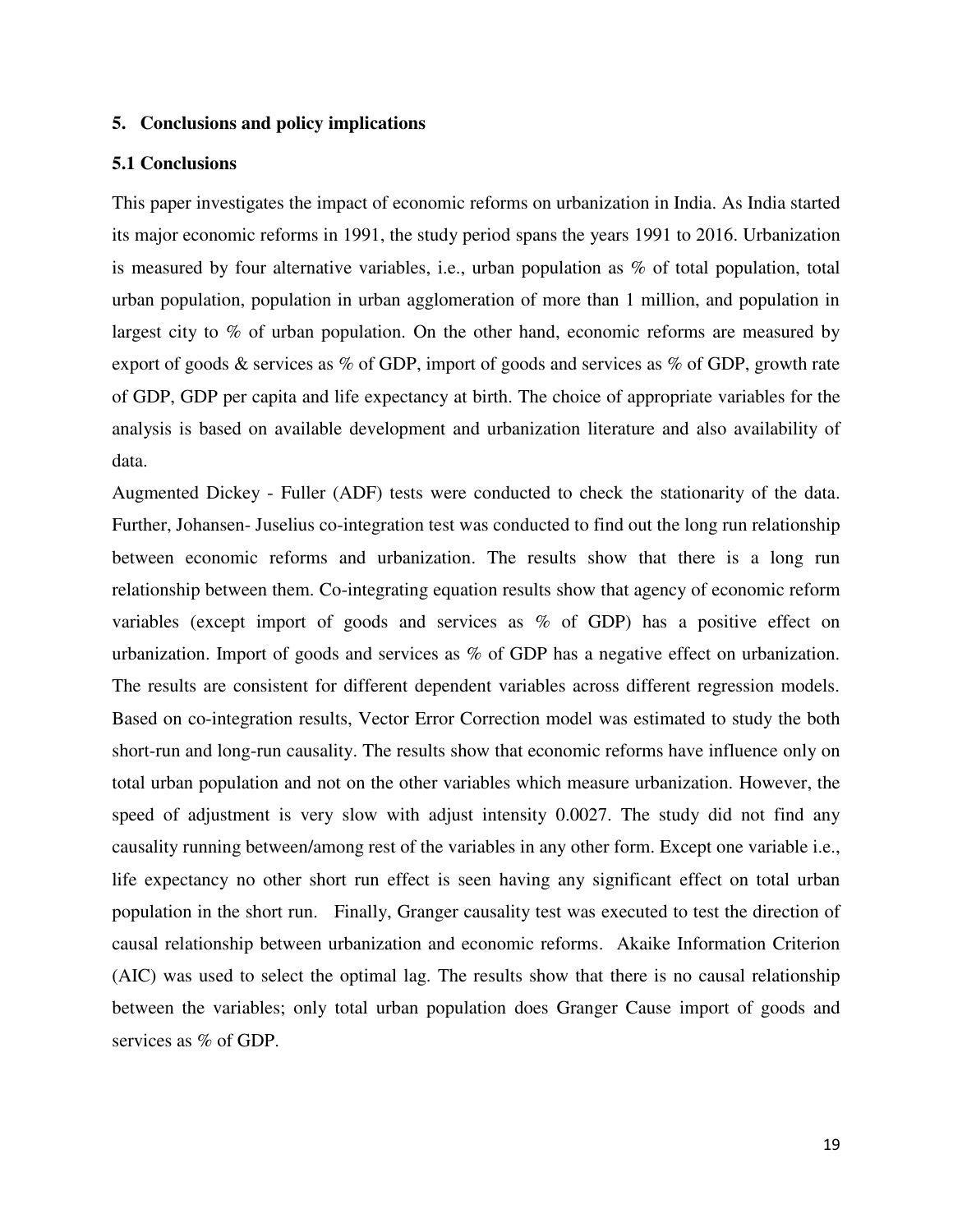## 5. Conclusions and policy implications

### 5.1 Conclusions

This paper investigates the impact of economic reforms on urbanization in India. As India started its major economic reforms in 1991, the study period spans the years 1991 to 2016. Urbanization is measured by four alternative variables, i.e., urban population as % of total population, total urban population, population in urban agglomeration of more than 1 million, and population in largest city to % of urban population. On the other hand, economic reforms are measured by export of goods & services as % of GDP, import of goods and services as % of GDP, growth rate of GDP, GDP per capita and life expectancy at birth. The choice of appropriate variables for the analysis is based on available development and urbanization literature and also availability of data.

Augmented Dickey - Fuller (ADF) tests were conducted to check the stationarity of the data. Further, Johansen- Juselius co-integration test was conducted to find out the long run relationship between economic reforms and urbanization. The results show that there is a long run relationship between them. Co-integrating equation results show that agency of economic reform variables (except import of goods and services as % of GDP) has a positive effect on urbanization. Import of goods and services as % of GDP has a negative effect on urbanization. The results are consistent for different dependent variables across different regression models. Based on co-integration results, Vector Error Correction model was estimated to study the both short-run and long-run causality. The results show that economic reforms have influence only on total urban population and not on the other variables which measure urbanization. However, the speed of adjustment is very slow with adjust intensity 0.0027. The study did not find any causality running between/among rest of the variables in any other form. Except one variable i.e., life expectancy no other short run effect is seen having any significant effect on total urban population in the short run. Finally, Granger causality test was executed to test the direction of causal relationship between urbanization and economic reforms. Akaike Information Criterion (AIC) was used to select the optimal lag. The results show that there is no causal relationship between the variables; only total urban population does Granger Cause import of goods and services as % of GDP.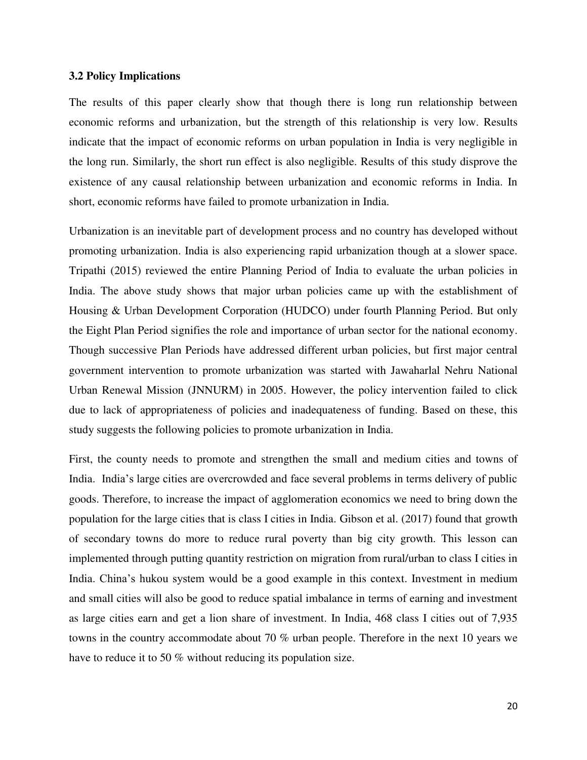### 3.2 Policy Implications

The results of this paper clearly show that though there is long run relationship between economic reforms and urbanization, but the strength of this relationship is very low. Results indicate that the impact of economic reforms on urban population in India is very negligible in the long run. Similarly, the short run effect is also negligible. Results of this study disprove the existence of any causal relationship between urbanization and economic reforms in India. In short, economic reforms have failed to promote urbanization in India.

Urbanization is an inevitable part of development process and no country has developed without promoting urbanization. India is also experiencing rapid urbanization though at a slower space. Tripathi (2015) reviewed the entire Planning Period of India to evaluate the urban policies in India. The above study shows that major urban policies came up with the establishment of Housing & Urban Development Corporation (HUDCO) under fourth Planning Period. But only the Eight Plan Period signifies the role and importance of urban sector for the national economy. Though successive Plan Periods have addressed different urban policies, but first major central government intervention to promote urbanization was started with Jawaharlal Nehru National Urban Renewal Mission (JNNURM) in 2005. However, the policy intervention failed to click due to lack of appropriateness of policies and inadequateness of funding. Based on these, this study suggests the following policies to promote urbanization in India.

First, the county needs to promote and strengthen the small and medium cities and towns of India. India's large cities are overcrowded and face several problems in terms delivery of public goods. Therefore, to increase the impact of agglomeration economics we need to bring down the population for the large cities that is class I cities in India. Gibson et al. (2017) found that growth of secondary towns do more to reduce rural poverty than big city growth. This lesson can implemented through putting quantity restriction on migration from rural/urban to class I cities in India. China's hukou system would be a good example in this context. Investment in medium and small cities will also be good to reduce spatial imbalance in terms of earning and investment as large cities earn and get a lion share of investment. In India, 468 class I cities out of 7,935 towns in the country accommodate about 70 % urban people. Therefore in the next 10 years we have to reduce it to 50 % without reducing its population size.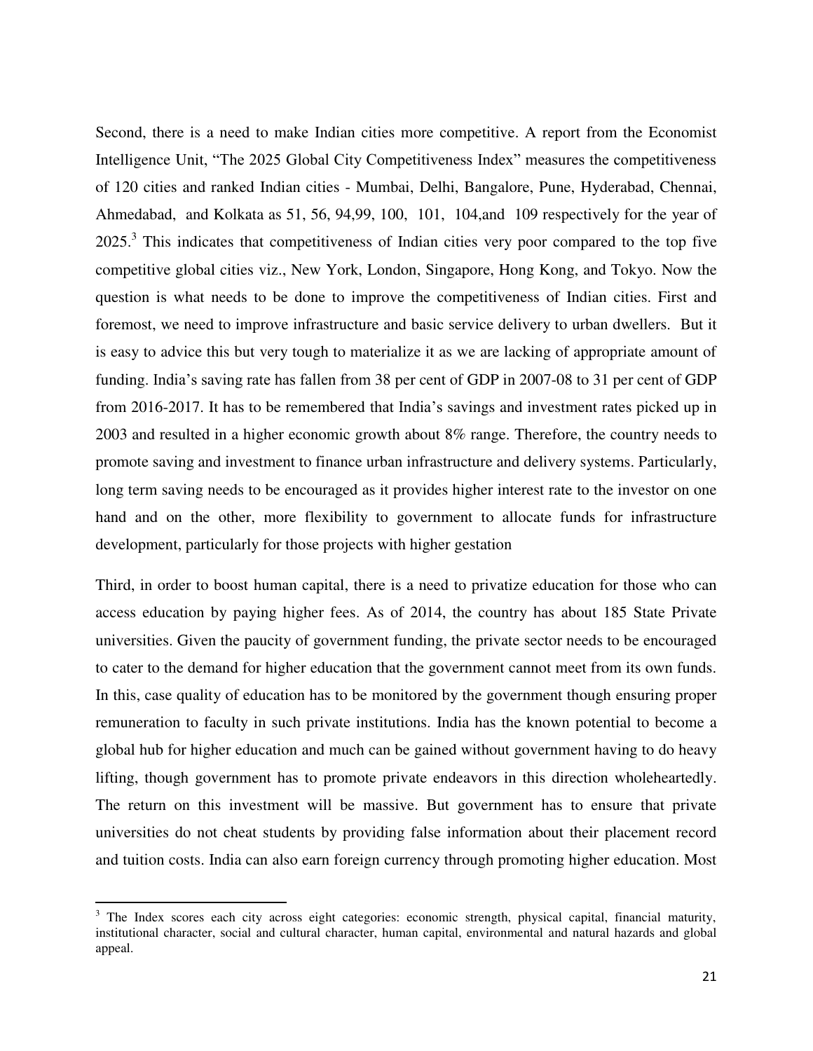Second, there is a need to make Indian cities more competitive. A report from the Economist Intelligence Unit, "The 2025 Global City Competitiveness Index" measures the competitiveness of 120 cities and ranked Indian cities - Mumbai, Delhi, Bangalore, Pune, Hyderabad, Chennai, Ahmedabad, and Kolkata as 51, 56, 94,99, 100, 101, 104,and 109 respectively for the year of 2025.[3] This indicates that competitiveness of Indian cities very poor compared to the top five competitive global cities viz., New York, London, Singapore, Hong Kong, and Tokyo. Now the question is what needs to be done to improve the competitiveness of Indian cities. First and foremost, we need to improve infrastructure and basic service delivery to urban dwellers. But it is easy to advice this but very tough to materialize it as we are lacking of appropriate amount of funding. India's saving rate has fallen from 38 per cent of GDP in 2007-08 to 31 per cent of GDP from 2016-2017. It has to be remembered that India's savings and investment rates picked up in 2003 and resulted in a higher economic growth about 8% range. Therefore, the country needs to promote saving and investment to finance urban infrastructure and delivery systems. Particularly, long term saving needs to be encouraged as it provides higher interest rate to the investor on one hand and on the other, more flexibility to government to allocate funds for infrastructure development, particularly for those projects with higher gestation

Third, in order to boost human capital, there is a need to privatize education for those who can access education by paying higher fees. As of 2014, the country has about 185 State Private universities. Given the paucity of government funding, the private sector needs to be encouraged to cater to the demand for higher education that the government cannot meet from its own funds. In this, case quality of education has to be monitored by the government though ensuring proper remuneration to faculty in such private institutions. India has the known potential to become a global hub for higher education and much can be gained without government having to do heavy lifting, though government has to promote private endeavors in this direction wholeheartedly. The return on this investment will be massive. But government has to ensure that private universities do not cheat students by providing false information about their placement record and tuition costs. India can also earn foreign currency through promoting higher education. Most

[3] The Index scores each city across eight categories: economic strength, physical capital, financial maturity, institutional character, social and cultural character, human capital, environmental and natural hazards and global appeal.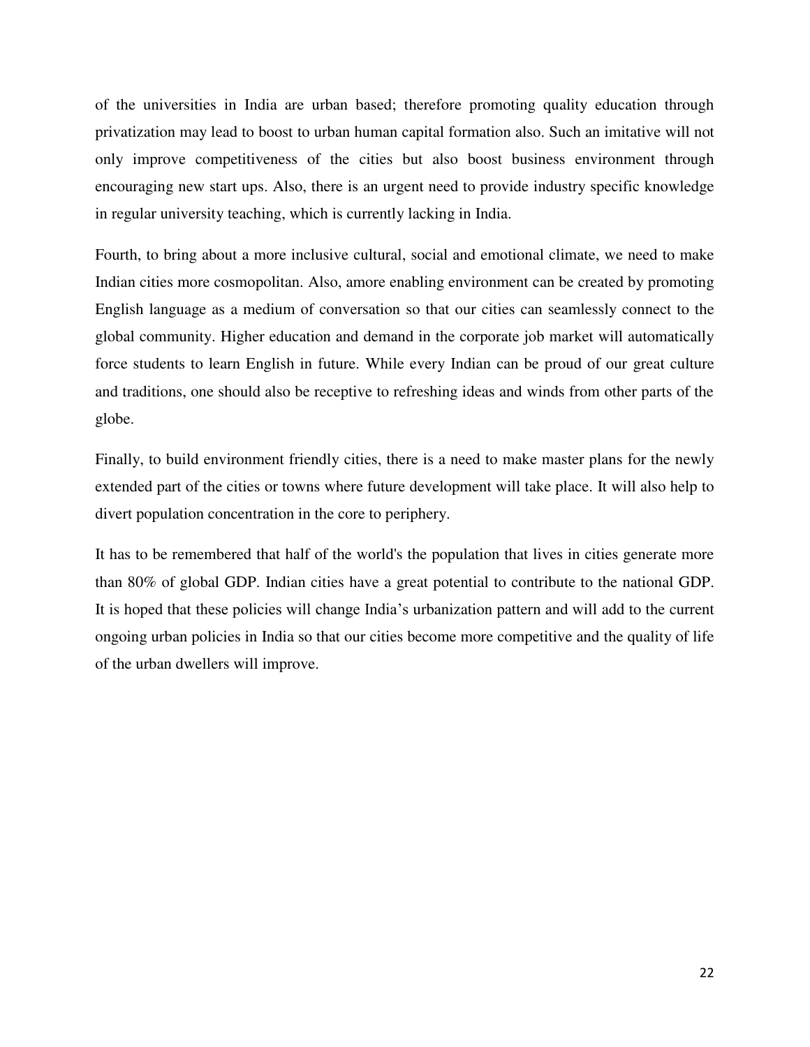of the universities in India are urban based; therefore promoting quality education through privatization may lead to boost to urban human capital formation also. Such an imitative will not only improve competitiveness of the cities but also boost business environment through encouraging new start ups. Also, there is an urgent need to provide industry specific knowledge in regular university teaching, which is currently lacking in India.

Fourth, to bring about a more inclusive cultural, social and emotional climate, we need to make Indian cities more cosmopolitan. Also, amore enabling environment can be created by promoting English language as a medium of conversation so that our cities can seamlessly connect to the global community. Higher education and demand in the corporate job market will automatically force students to learn English in future. While every Indian can be proud of our great culture and traditions, one should also be receptive to refreshing ideas and winds from other parts of the globe.

Finally, to build environment friendly cities, there is a need to make master plans for the newly extended part of the cities or towns where future development will take place. It will also help to divert population concentration in the core to periphery.

It has to be remembered that half of the world's the population that lives in cities generate more than 80% of global GDP. Indian cities have a great potential to contribute to the national GDP. It is hoped that these policies will change India's urbanization pattern and will add to the current ongoing urban policies in India so that our cities become more competitive and the quality of life of the urban dwellers will improve.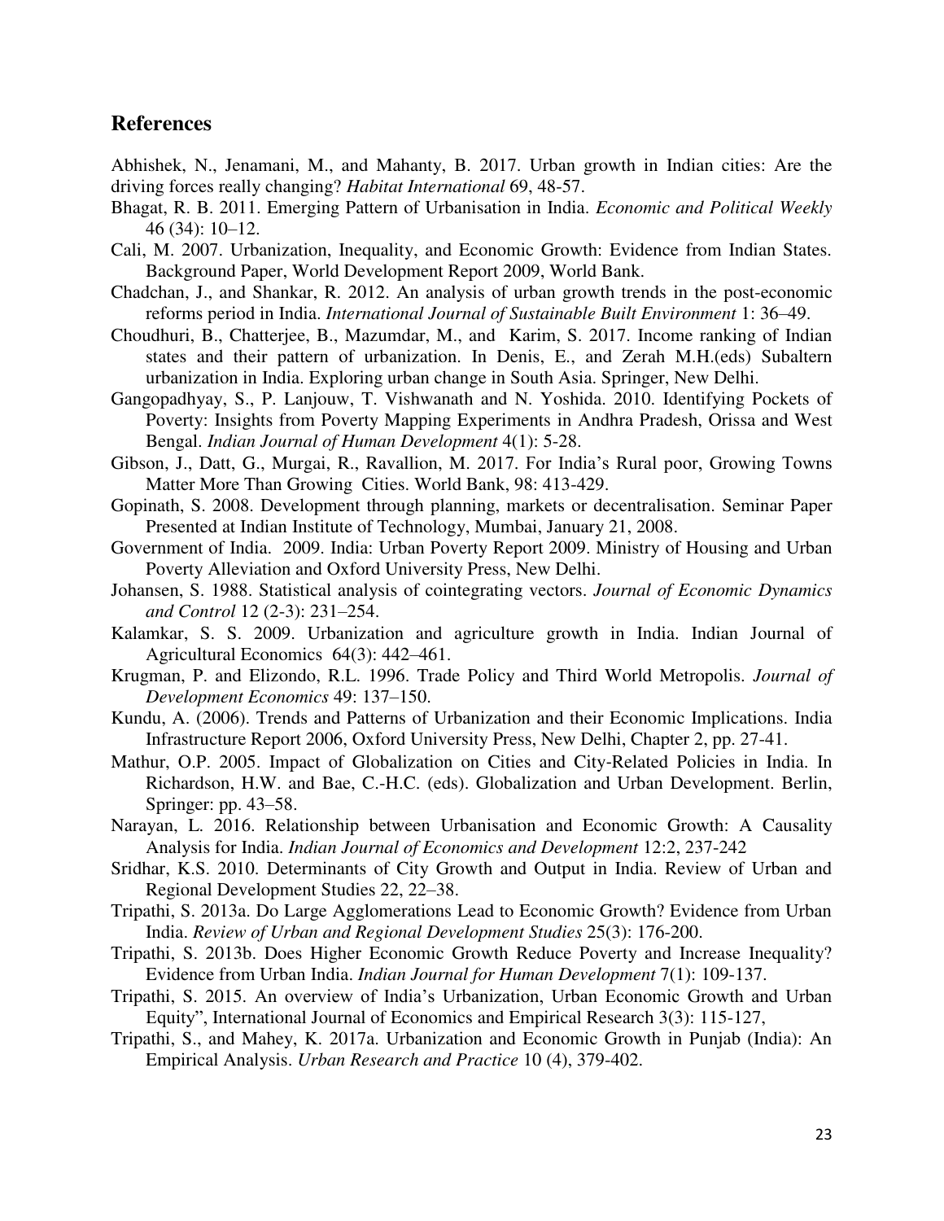## References

Abhishek, N., Jenamani, M., and Mahanty, B. 2017. Urban growth in Indian cities: Are the driving forces really changing? *Habitat International* 69, 48-57.

Bhagat, R. B. 2011. Emerging Pattern of Urbanisation in India. *Economic and Political Weekly* 46 (34): 10–12.

Cali, M. 2007. Urbanization, Inequality, and Economic Growth: Evidence from Indian States. Background Paper, World Development Report 2009, World Bank.

Chadchan, J., and Shankar, R. 2012. An analysis of urban growth trends in the post-economic reforms period in India. *International Journal of Sustainable Built Environment* 1: 36–49.

Choudhuri, B., Chatterjee, B., Mazumdar, M., and Karim, S. 2017. Income ranking of Indian states and their pattern of urbanization. In Denis, E., and Zerah M.H.(eds) Subaltern urbanization in India. Exploring urban change in South Asia. Springer, New Delhi.

Gangopadhyay, S., P. Lanjouw, T. Vishwanath and N. Yoshida. 2010. Identifying Pockets of Poverty: Insights from Poverty Mapping Experiments in Andhra Pradesh, Orissa and West Bengal. *Indian Journal of Human Development* 4(1): 5-28.

Gibson, J., Datt, G., Murgai, R., Ravallion, M. 2017. For India's Rural poor, Growing Towns Matter More Than Growing Cities. World Bank, 98: 413-429.

Gopinath, S. 2008. Development through planning, markets or decentralisation. Seminar Paper Presented at Indian Institute of Technology, Mumbai, January 21, 2008.

Government of India. 2009. India: Urban Poverty Report 2009. Ministry of Housing and Urban Poverty Alleviation and Oxford University Press, New Delhi.

Johansen, S. 1988. Statistical analysis of cointegrating vectors. *Journal of Economic Dynamics and Control* 12 (2-3): 231–254.

Kalamkar, S. S. 2009. Urbanization and agriculture growth in India. Indian Journal of Agricultural Economics 64(3): 442–461.

Krugman, P. and Elizondo, R.L. 1996. Trade Policy and Third World Metropolis. *Journal of Development Economics* 49: 137–150.

Kundu, A. (2006). Trends and Patterns of Urbanization and their Economic Implications. India Infrastructure Report 2006, Oxford University Press, New Delhi, Chapter 2, pp. 27-41.

Mathur, O.P. 2005. Impact of Globalization on Cities and City-Related Policies in India. In Richardson, H.W. and Bae, C.-H.C. (eds). Globalization and Urban Development. Berlin, Springer: pp. 43–58.

Narayan, L. 2016. Relationship between Urbanisation and Economic Growth: A Causality Analysis for India. *Indian Journal of Economics and Development* 12:2, 237-242

Sridhar, K.S. 2010. Determinants of City Growth and Output in India. Review of Urban and Regional Development Studies 22, 22–38.

Tripathi, S. 2013a. Do Large Agglomerations Lead to Economic Growth? Evidence from Urban India. *Review of Urban and Regional Development Studies* 25(3): 176-200.

Tripathi, S. 2013b. Does Higher Economic Growth Reduce Poverty and Increase Inequality? Evidence from Urban India. *Indian Journal for Human Development* 7(1): 109-137.

Tripathi, S. 2015. An overview of India's Urbanization, Urban Economic Growth and Urban Equity", International Journal of Economics and Empirical Research 3(3): 115-127,

Tripathi, S., and Mahey, K. 2017a. Urbanization and Economic Growth in Punjab (India): An Empirical Analysis. *Urban Research and Practice* 10 (4), 379-402.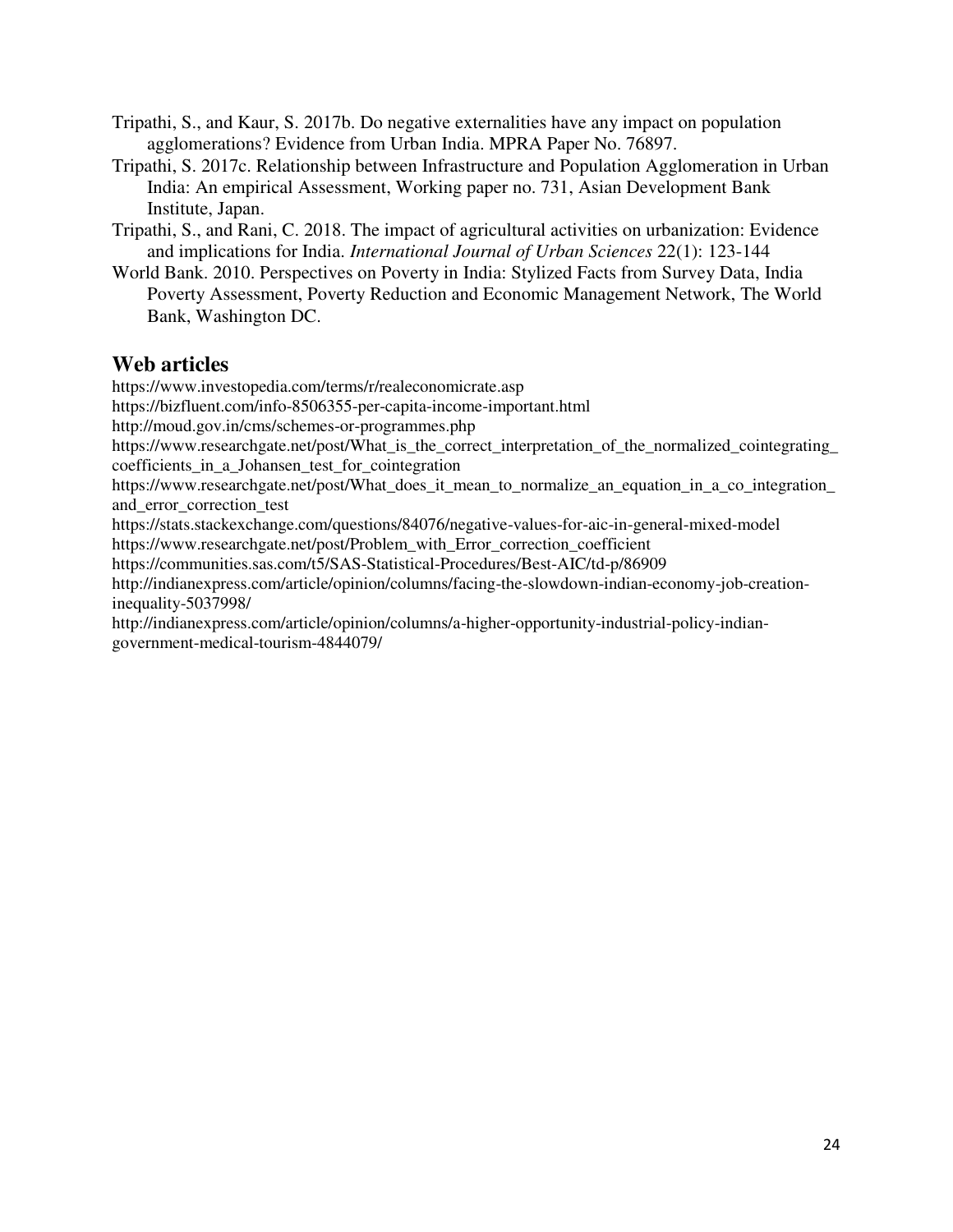Tripathi, S., and Kaur, S. 2017b. Do negative externalities have any impact on population agglomerations? Evidence from Urban India. MPRA Paper No. 76897.

Tripathi, S. 2017c. Relationship between Infrastructure and Population Agglomeration in Urban India: An empirical Assessment, Working paper no. 731, Asian Development Bank Institute, Japan.

Tripathi, S., and Rani, C. 2018. The impact of agricultural activities on urbanization: Evidence and implications for India. *International Journal of Urban Sciences* 22(1): 123-144

World Bank. 2010. Perspectives on Poverty in India: Stylized Facts from Survey Data, India Poverty Assessment, Poverty Reduction and Economic Management Network, The World Bank, Washington DC.

## Web articles

https://www.investopedia.com/terms/r/realeconomicrate.asp

https://bizfluent.com/info-8506355-per-capita-income-important.html

http://moud.gov.in/cms/schemes-or-programmes.php

https://www.researchgate.net/post/What_is_the_correct_interpretation_of_the_normalized_cointegrating_coefficients_in_a_Johansen_test_for_cointegration

https://www.researchgate.net/post/What_does_it_mean_to_normalize_an_equation_in_a_co_integration_and_error_correction_test

https://stats.stackexchange.com/questions/84076/negative-values-for-aic-in-general-mixed-model

https://www.researchgate.net/post/Problem_with_Error_correction_coefficient

https://communities.sas.com/t5/SAS-Statistical-Procedures/Best-AIC/td-p/86909

http://indianexpress.com/article/opinion/columns/facing-the-slowdown-indian-economy-job-creation-inequality-5037998/

http://indianexpress.com/article/opinion/columns/a-higher-opportunity-industrial-policy-indian-government-medical-tourism-4844079/